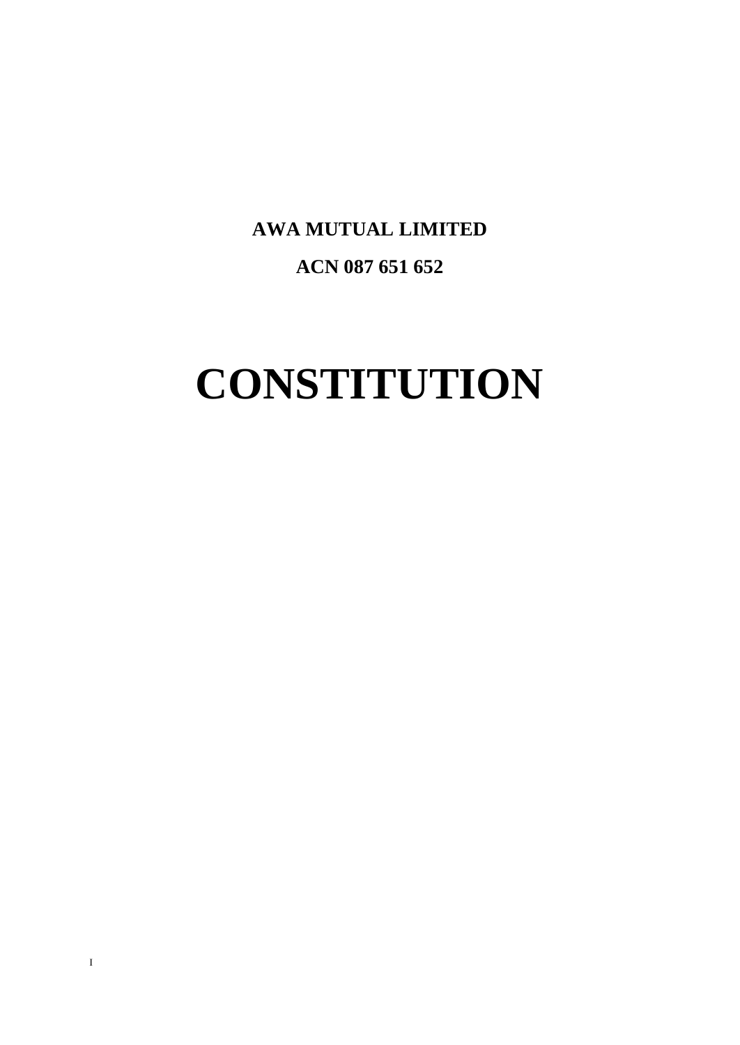**AWA MUTUAL LIMITED**

**ACN 087 651 652**

# CONSTITUTION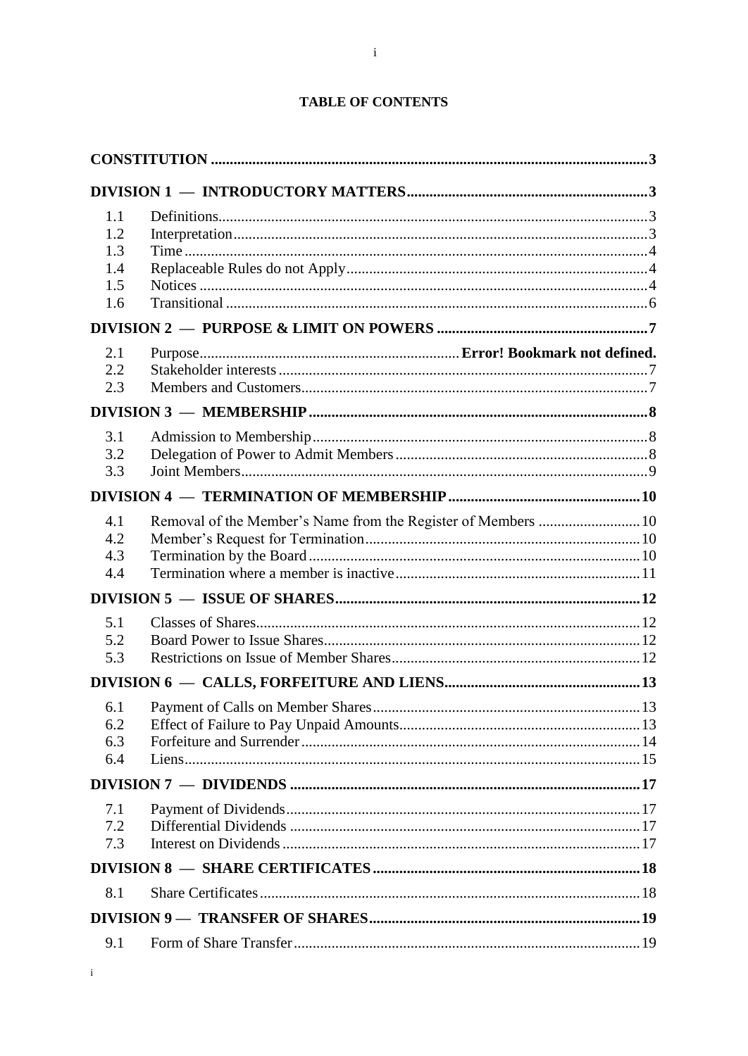**TABLE OF CONTENTS**

| | | |
|---|---|---|
| **CONSTITUTION** | | **3** |
| **DIVISION 1 — INTRODUCTORY MATTERS** | | **3** |
| 1.1 | Definitions | 3 |
| 1.2 | Interpretation | 3 |
| 1.3 | Time | 4 |
| 1.4 | Replaceable Rules do not Apply | 4 |
| 1.5 | Notices | 4 |
| 1.6 | Transitional | 6 |
| **DIVISION 2 — PURPOSE & LIMIT ON POWERS** | | **7** |
| 2.1 | Purpose | **Error! Bookmark not defined.** |
| 2.2 | Stakeholder interests | 7 |
| 2.3 | Members and Customers | 7 |
| **DIVISION 3 — MEMBERSHIP** | | **8** |
| 3.1 | Admission to Membership | 8 |
| 3.2 | Delegation of Power to Admit Members | 8 |
| 3.3 | Joint Members | 9 |
| **DIVISION 4 — TERMINATION OF MEMBERSHIP** | | **10** |
| 4.1 | Removal of the Member's Name from the Register of Members | 10 |
| 4.2 | Member's Request for Termination | 10 |
| 4.3 | Termination by the Board | 10 |
| 4.4 | Termination where a member is inactive | 11 |
| **DIVISION 5 — ISSUE OF SHARES** | | **12** |
| 5.1 | Classes of Shares | 12 |
| 5.2 | Board Power to Issue Shares | 12 |
| 5.3 | Restrictions on Issue of Member Shares | 12 |
| **DIVISION 6 — CALLS, FORFEITURE AND LIENS** | | **13** |
| 6.1 | Payment of Calls on Member Shares | 13 |
| 6.2 | Effect of Failure to Pay Unpaid Amounts | 13 |
| 6.3 | Forfeiture and Surrender | 14 |
| 6.4 | Liens | 15 |
| **DIVISION 7 — DIVIDENDS** | | **17** |
| 7.1 | Payment of Dividends | 17 |
| 7.2 | Differential Dividends | 17 |
| 7.3 | Interest on Dividends | 17 |
| **DIVISION 8 — SHARE CERTIFICATES** | | **18** |
| 8.1 | Share Certificates | 18 |
| **DIVISION 9 — TRANSFER OF SHARES** | | **19** |
| 9.1 | Form of Share Transfer | 19 |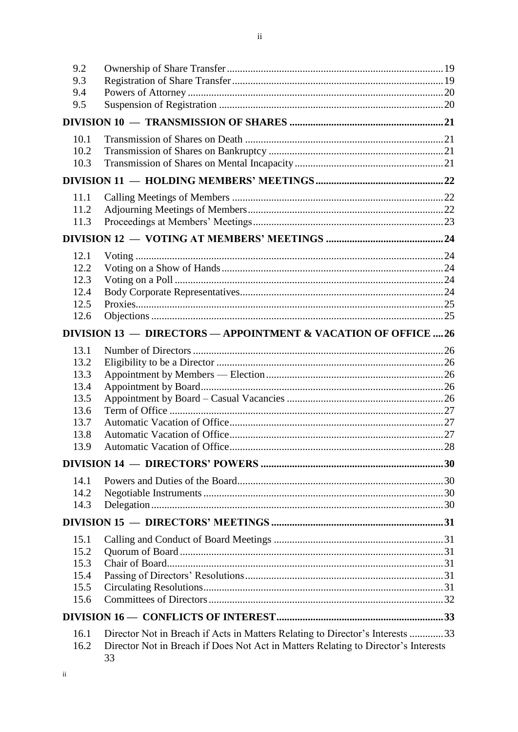| | | |
|---|---|---|
| 9.2 | Ownership of Share Transfer | 19 |
| 9.3 | Registration of Share Transfer | 19 |
| 9.4 | Powers of Attorney | 20 |
| 9.5 | Suspension of Registration | 20 |

**DIVISION 10 — TRANSMISSION OF SHARES ........ 21**

| | | |
|---|---|---|
| 10.1 | Transmission of Shares on Death | 21 |
| 10.2 | Transmission of Shares on Bankruptcy | 21 |
| 10.3 | Transmission of Shares on Mental Incapacity | 21 |

**DIVISION 11 — HOLDING MEMBERS' MEETINGS ........ 22**

| | | |
|---|---|---|
| 11.1 | Calling Meetings of Members | 22 |
| 11.2 | Adjourning Meetings of Members | 22 |
| 11.3 | Proceedings at Members' Meetings | 23 |

**DIVISION 12 — VOTING AT MEMBERS' MEETINGS ........ 24**

| | | |
|---|---|---|
| 12.1 | Voting | 24 |
| 12.2 | Voting on a Show of Hands | 24 |
| 12.3 | Voting on a Poll | 24 |
| 12.4 | Body Corporate Representatives | 24 |
| 12.5 | Proxies | 25 |
| 12.6 | Objections | 25 |

**DIVISION 13 — DIRECTORS — APPOINTMENT & VACATION OF OFFICE .... 26**

| | | |
|---|---|---|
| 13.1 | Number of Directors | 26 |
| 13.2 | Eligibility to be a Director | 26 |
| 13.3 | Appointment by Members — Election | 26 |
| 13.4 | Appointment by Board | 26 |
| 13.5 | Appointment by Board – Casual Vacancies | 26 |
| 13.6 | Term of Office | 27 |
| 13.7 | Automatic Vacation of Office | 27 |
| 13.8 | Automatic Vacation of Office | 27 |
| 13.9 | Automatic Vacation of Office | 28 |

**DIVISION 14 — DIRECTORS' POWERS ........ 30**

| | | |
|---|---|---|
| 14.1 | Powers and Duties of the Board | 30 |
| 14.2 | Negotiable Instruments | 30 |
| 14.3 | Delegation | 30 |

**DIVISION 15 — DIRECTORS' MEETINGS ........ 31**

| | | |
|---|---|---|
| 15.1 | Calling and Conduct of Board Meetings | 31 |
| 15.2 | Quorum of Board | 31 |
| 15.3 | Chair of Board | 31 |
| 15.4 | Passing of Directors' Resolutions | 31 |
| 15.5 | Circulating Resolutions | 31 |
| 15.6 | Committees of Directors | 32 |

**DIVISION 16 — CONFLICTS OF INTEREST ........ 33**

| | | |
|---|---|---|
| 16.1 | Director Not in Breach if Acts in Matters Relating to Director's Interests | 33 |
| 16.2 | Director Not in Breach if Does Not Act in Matters Relating to Director's Interests | 33 |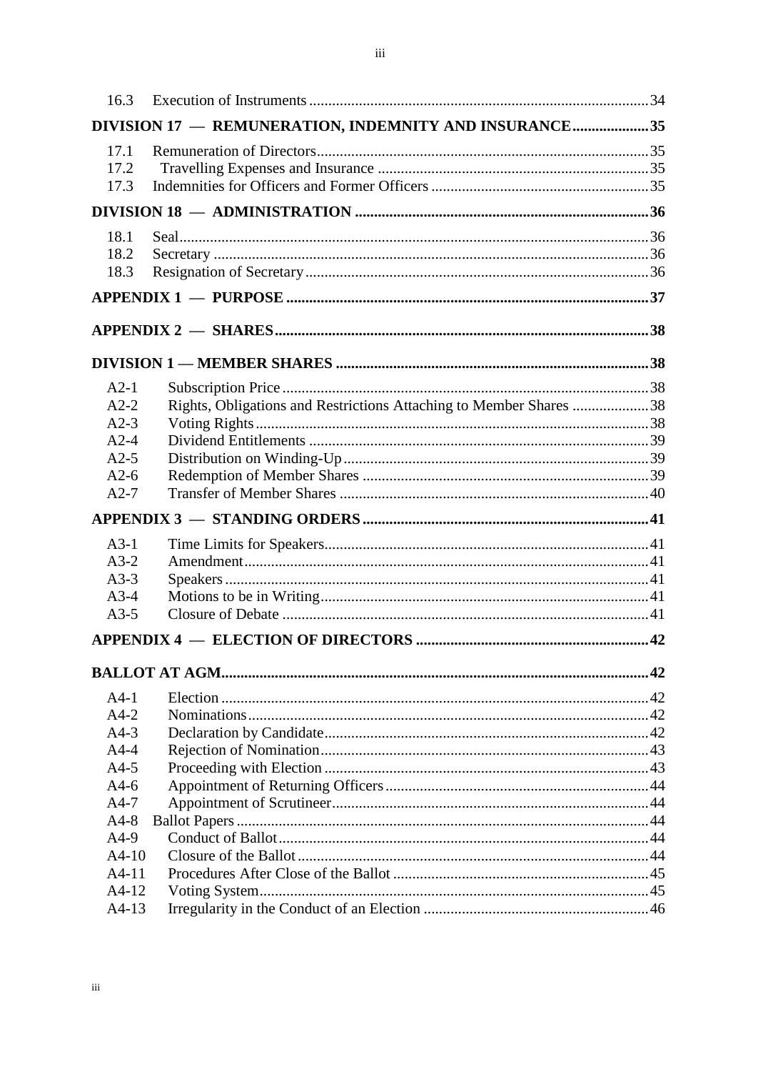| | | |
|---|---|---|
| 16.3 | Execution of Instruments | 34 |
| **DIVISION 17 — REMUNERATION, INDEMNITY AND INSURANCE** | | **35** |
| 17.1 | Remuneration of Directors | 35 |
| 17.2 | Travelling Expenses and Insurance | 35 |
| 17.3 | Indemnities for Officers and Former Officers | 35 |
| **DIVISION 18 — ADMINISTRATION** | | **36** |
| 18.1 | Seal | 36 |
| 18.2 | Secretary | 36 |
| 18.3 | Resignation of Secretary | 36 |
| **APPENDIX 1 — PURPOSE** | | **37** |
| **APPENDIX 2 — SHARES** | | **38** |
| **DIVISION 1 — MEMBER SHARES** | | **38** |
| A2-1 | Subscription Price | 38 |
| A2-2 | Rights, Obligations and Restrictions Attaching to Member Shares | 38 |
| A2-3 | Voting Rights | 38 |
| A2-4 | Dividend Entitlements | 39 |
| A2-5 | Distribution on Winding-Up | 39 |
| A2-6 | Redemption of Member Shares | 39 |
| A2-7 | Transfer of Member Shares | 40 |
| **APPENDIX 3 — STANDING ORDERS** | | **41** |
| A3-1 | Time Limits for Speakers | 41 |
| A3-2 | Amendment | 41 |
| A3-3 | Speakers | 41 |
| A3-4 | Motions to be in Writing | 41 |
| A3-5 | Closure of Debate | 41 |
| **APPENDIX 4 — ELECTION OF DIRECTORS** | | **42** |
| **BALLOT AT AGM** | | **42** |
| A4-1 | Election | 42 |
| A4-2 | Nominations | 42 |
| A4-3 | Declaration by Candidate | 42 |
| A4-4 | Rejection of Nomination | 43 |
| A4-5 | Proceeding with Election | 43 |
| A4-6 | Appointment of Returning Officers | 44 |
| A4-7 | Appointment of Scrutineer | 44 |
| A4-8 | Ballot Papers | 44 |
| A4-9 | Conduct of Ballot | 44 |
| A4-10 | Closure of the Ballot | 44 |
| A4-11 | Procedures After Close of the Ballot | 45 |
| A4-12 | Voting System | 45 |
| A4-13 | Irregularity in the Conduct of an Election | 46 |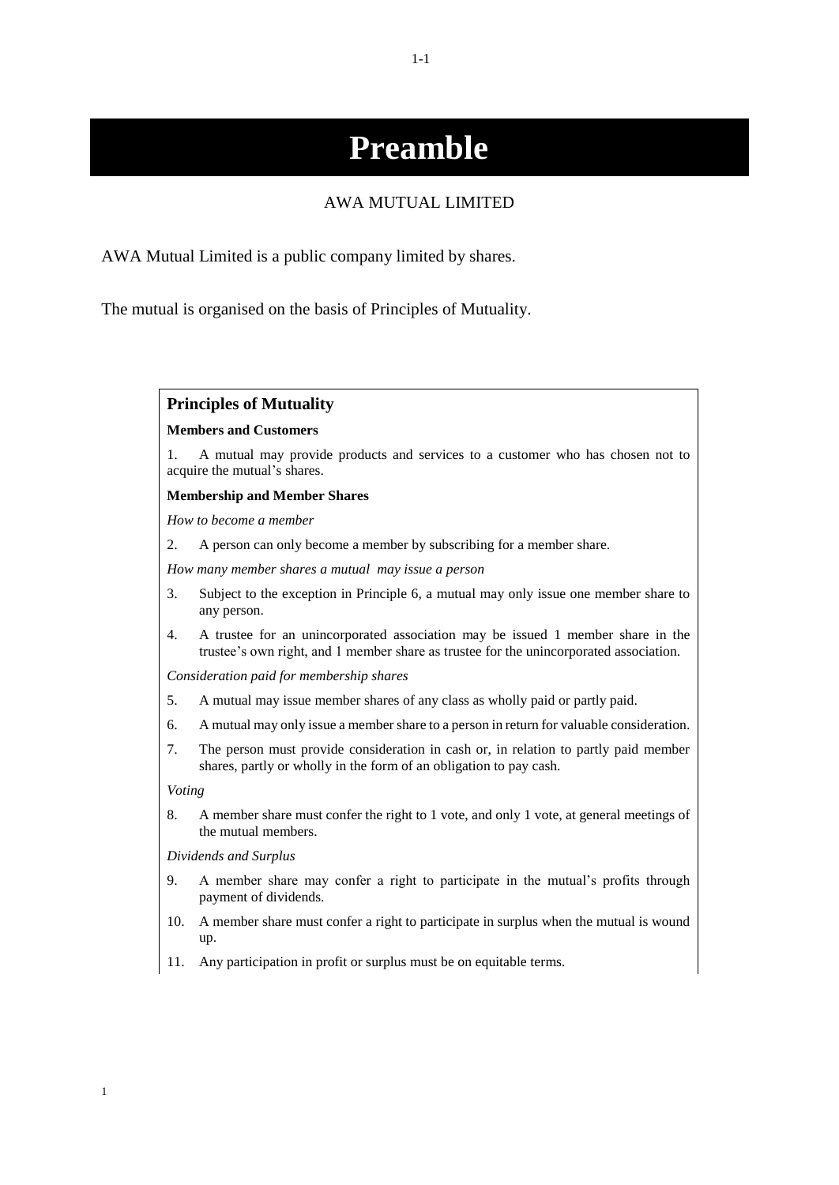# Preamble

AWA MUTUAL LIMITED

AWA Mutual Limited is a public company limited by shares.

The mutual is organised on the basis of Principles of Mutuality.

## Principles of Mutuality

**Members and Customers**

1. A mutual may provide products and services to a customer who has chosen not to acquire the mutual's shares.

**Membership and Member Shares**

*How to become a member*

2. A person can only become a member by subscribing for a member share.

*How many member shares a mutual may issue a person*

3. Subject to the exception in Principle 6, a mutual may only issue one member share to any person.
4. A trustee for an unincorporated association may be issued 1 member share in the trustee's own right, and 1 member share as trustee for the unincorporated association.

*Consideration paid for membership shares*

5. A mutual may issue member shares of any class as wholly paid or partly paid.
6. A mutual may only issue a member share to a person in return for valuable consideration.
7. The person must provide consideration in cash or, in relation to partly paid member shares, partly or wholly in the form of an obligation to pay cash.

*Voting*

8. A member share must confer the right to 1 vote, and only 1 vote, at general meetings of the mutual members.

*Dividends and Surplus*

9. A member share may confer a right to participate in the mutual's profits through payment of dividends.
10. A member share must confer a right to participate in surplus when the mutual is wound up.
11. Any participation in profit or surplus must be on equitable terms.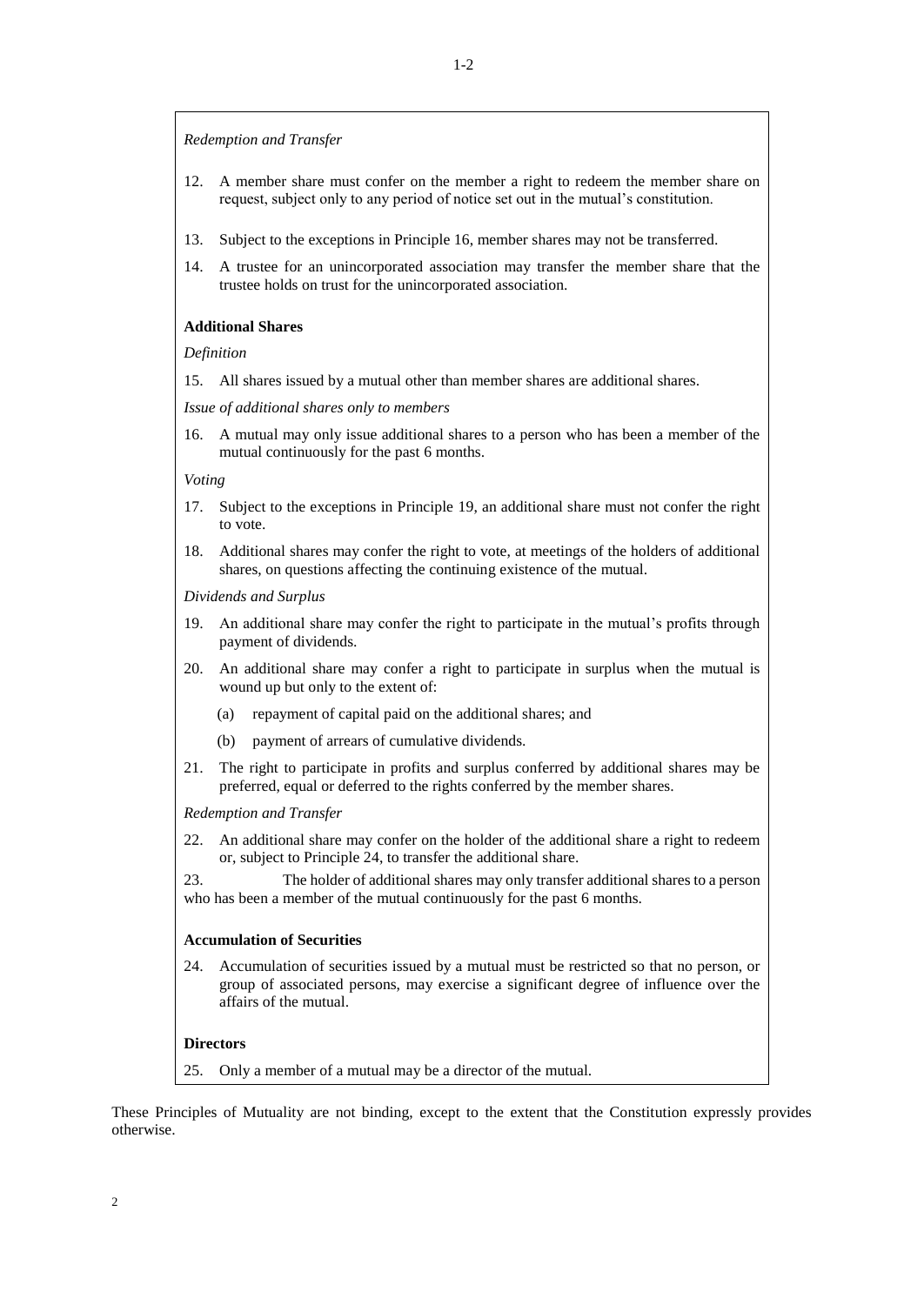*Redemption and Transfer*

12. A member share must confer on the member a right to redeem the member share on request, subject only to any period of notice set out in the mutual's constitution.

13. Subject to the exceptions in Principle 16, member shares may not be transferred.

14. A trustee for an unincorporated association may transfer the member share that the trustee holds on trust for the unincorporated association.

**Additional Shares**

*Definition*

15. All shares issued by a mutual other than member shares are additional shares.

*Issue of additional shares only to members*

16. A mutual may only issue additional shares to a person who has been a member of the mutual continuously for the past 6 months.

*Voting*

17. Subject to the exceptions in Principle 19, an additional share must not confer the right to vote.

18. Additional shares may confer the right to vote, at meetings of the holders of additional shares, on questions affecting the continuing existence of the mutual.

*Dividends and Surplus*

19. An additional share may confer the right to participate in the mutual's profits through payment of dividends.

20. An additional share may confer a right to participate in surplus when the mutual is wound up but only to the extent of:

    (a) repayment of capital paid on the additional shares; and

    (b) payment of arrears of cumulative dividends.

21. The right to participate in profits and surplus conferred by additional shares may be preferred, equal or deferred to the rights conferred by the member shares.

*Redemption and Transfer*

22. An additional share may confer on the holder of the additional share a right to redeem or, subject to Principle 24, to transfer the additional share.

23. The holder of additional shares may only transfer additional shares to a person who has been a member of the mutual continuously for the past 6 months.

**Accumulation of Securities**

24. Accumulation of securities issued by a mutual must be restricted so that no person, or group of associated persons, may exercise a significant degree of influence over the affairs of the mutual.

**Directors**

25. Only a member of a mutual may be a director of the mutual.

These Principles of Mutuality are not binding, except to the extent that the Constitution expressly provides otherwise.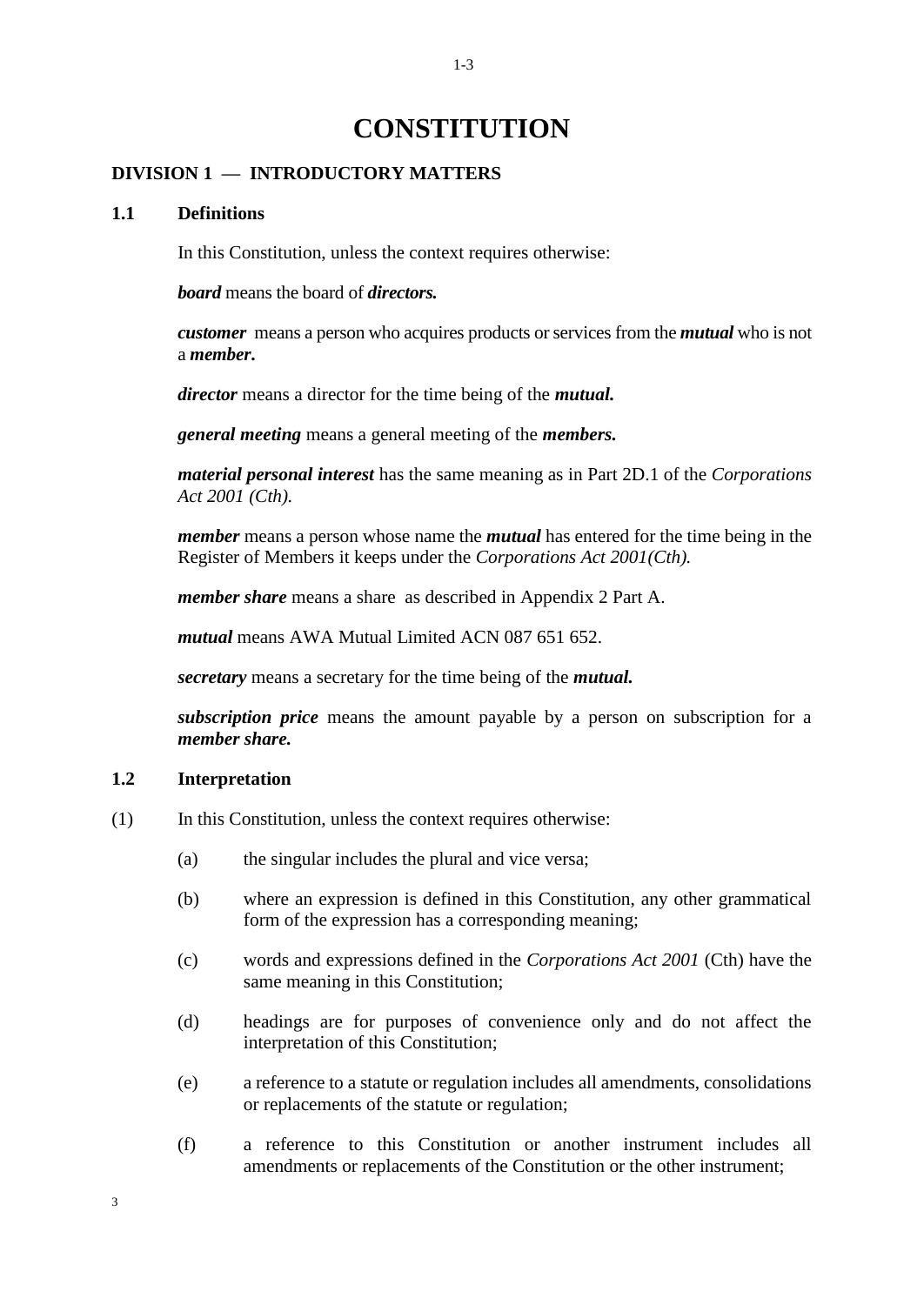# CONSTITUTION

## DIVISION 1 — INTRODUCTORY MATTERS

### 1.1 Definitions

In this Constitution, unless the context requires otherwise:

***board*** means the board of ***directors.***

***customer*** means a person who acquires products or services from the ***mutual*** who is not a ***member.***

***director*** means a director for the time being of the ***mutual.***

***general meeting*** means a general meeting of the ***members.***

***material personal interest*** has the same meaning as in Part 2D.1 of the *Corporations Act 2001 (Cth).*

***member*** means a person whose name the ***mutual*** has entered for the time being in the Register of Members it keeps under the *Corporations Act 2001(Cth).*

***member share*** means a share as described in Appendix 2 Part A.

***mutual*** means AWA Mutual Limited ACN 087 651 652.

***secretary*** means a secretary for the time being of the ***mutual.***

***subscription price*** means the amount payable by a person on subscription for a ***member share.***

### 1.2 Interpretation

(1) In this Constitution, unless the context requires otherwise:

- (a) the singular includes the plural and vice versa;
- (b) where an expression is defined in this Constitution, any other grammatical form of the expression has a corresponding meaning;
- (c) words and expressions defined in the *Corporations Act 2001* (Cth) have the same meaning in this Constitution;
- (d) headings are for purposes of convenience only and do not affect the interpretation of this Constitution;
- (e) a reference to a statute or regulation includes all amendments, consolidations or replacements of the statute or regulation;
- (f) a reference to this Constitution or another instrument includes all amendments or replacements of the Constitution or the other instrument;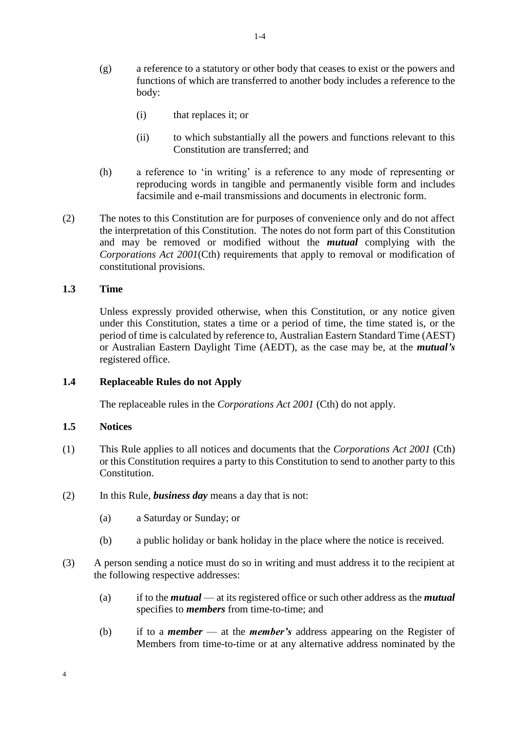(g) a reference to a statutory or other body that ceases to exist or the powers and functions of which are transferred to another body includes a reference to the body:

   (i) that replaces it; or

   (ii) to which substantially all the powers and functions relevant to this Constitution are transferred; and

(h) a reference to 'in writing' is a reference to any mode of representing or reproducing words in tangible and permanently visible form and includes facsimile and e-mail transmissions and documents in electronic form.

(2) The notes to this Constitution are for purposes of convenience only and do not affect the interpretation of this Constitution. The notes do not form part of this Constitution and may be removed or modified without the ***mutual*** complying with the *Corporations Act 2001*(Cth) requirements that apply to removal or modification of constitutional provisions.

### 1.3 Time

Unless expressly provided otherwise, when this Constitution, or any notice given under this Constitution, states a time or a period of time, the time stated is, or the period of time is calculated by reference to, Australian Eastern Standard Time (AEST) or Australian Eastern Daylight Time (AEDT), as the case may be, at the ***mutual's*** registered office.

### 1.4 Replaceable Rules do not Apply

The replaceable rules in the *Corporations Act 2001* (Cth) do not apply.

### 1.5 Notices

(1) This Rule applies to all notices and documents that the *Corporations Act 2001* (Cth) or this Constitution requires a party to this Constitution to send to another party to this Constitution.

(2) In this Rule, ***business day*** means a day that is not:

   (a) a Saturday or Sunday; or

   (b) a public holiday or bank holiday in the place where the notice is received.

(3) A person sending a notice must do so in writing and must address it to the recipient at the following respective addresses:

   (a) if to the ***mutual*** — at its registered office or such other address as the ***mutual*** specifies to ***members*** from time-to-time; and

   (b) if to a ***member*** — at the ***member's*** address appearing on the Register of Members from time-to-time or at any alternative address nominated by the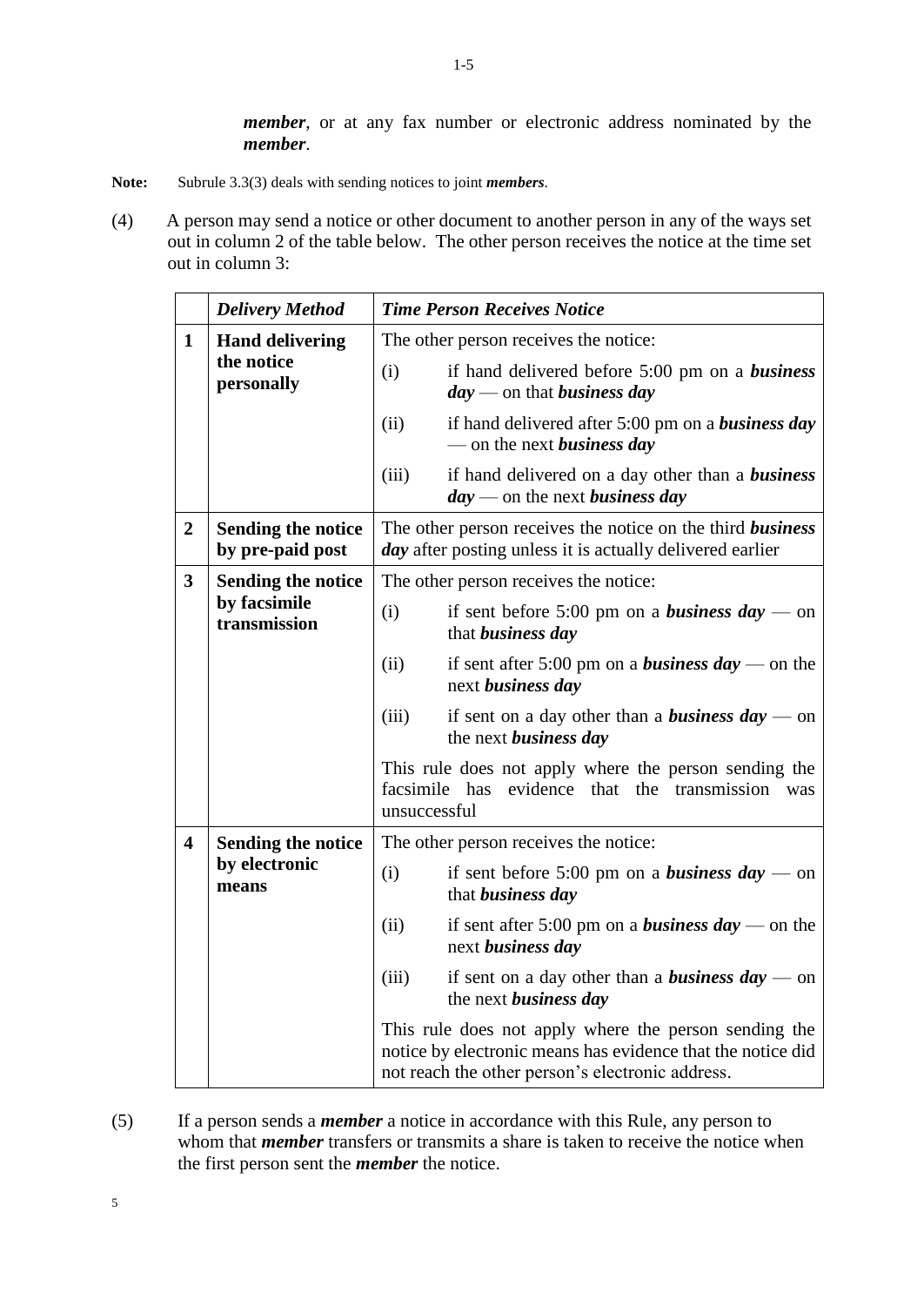***member***, or at any fax number or electronic address nominated by the ***member***.

**Note:** Subrule 3.3(3) deals with sending notices to joint ***members***.

(4) A person may send a notice or other document to another person in any of the ways set out in column 2 of the table below. The other person receives the notice at the time set out in column 3:

| | ***Delivery Method*** | ***Time Person Receives Notice*** |
|---|---|---|
| **1** | **Hand delivering the notice personally** | The other person receives the notice:<br>(i) if hand delivered before 5:00 pm on a ***business day*** — on that ***business day***<br>(ii) if hand delivered after 5:00 pm on a ***business day*** — on the next ***business day***<br>(iii) if hand delivered on a day other than a ***business day*** — on the next ***business day*** |
| **2** | **Sending the notice by pre-paid post** | The other person receives the notice on the third ***business day*** after posting unless it is actually delivered earlier |
| **3** | **Sending the notice by facsimile transmission** | The other person receives the notice:<br>(i) if sent before 5:00 pm on a ***business day*** — on that ***business day***<br>(ii) if sent after 5:00 pm on a ***business day*** — on the next ***business day***<br>(iii) if sent on a day other than a ***business day*** — on the next ***business day***<br>This rule does not apply where the person sending the facsimile has evidence that the transmission was unsuccessful |
| **4** | **Sending the notice by electronic means** | The other person receives the notice:<br>(i) if sent before 5:00 pm on a ***business day*** — on that ***business day***<br>(ii) if sent after 5:00 pm on a ***business day*** — on the next ***business day***<br>(iii) if sent on a day other than a ***business day*** — on the next ***business day***<br>This rule does not apply where the person sending the notice by electronic means has evidence that the notice did not reach the other person's electronic address. |

(5) If a person sends a ***member*** a notice in accordance with this Rule, any person to whom that ***member*** transfers or transmits a share is taken to receive the notice when the first person sent the ***member*** the notice.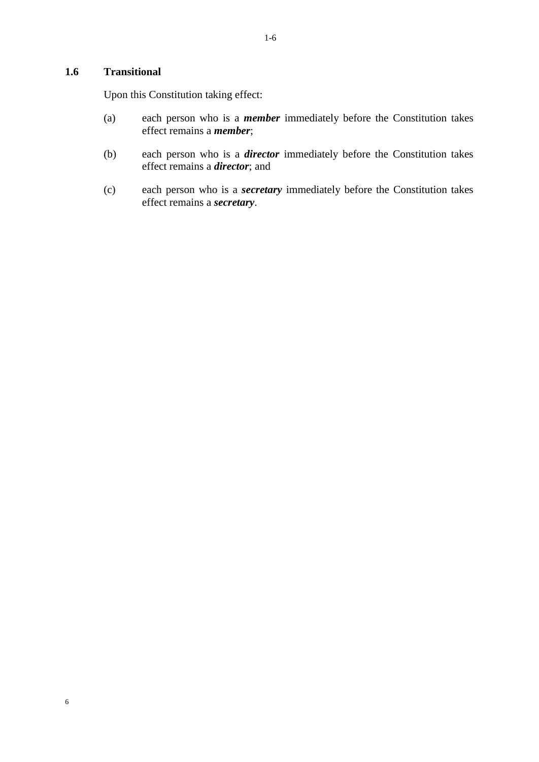### 1.6 Transitional

Upon this Constitution taking effect:

(a) each person who is a ***member*** immediately before the Constitution takes effect remains a ***member***;

(b) each person who is a ***director*** immediately before the Constitution takes effect remains a ***director***; and

(c) each person who is a ***secretary*** immediately before the Constitution takes effect remains a ***secretary***.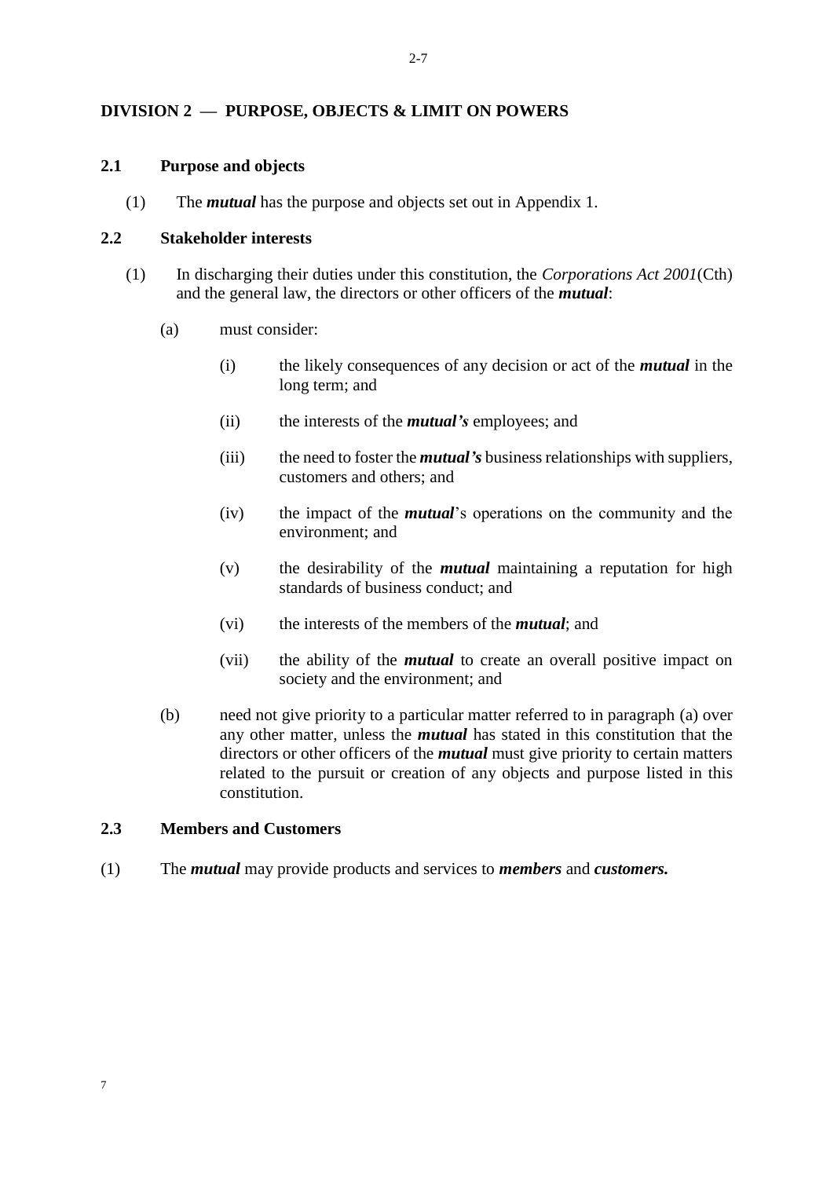## DIVISION 2 — PURPOSE, OBJECTS & LIMIT ON POWERS

### 2.1 Purpose and objects

(1) The ***mutual*** has the purpose and objects set out in Appendix 1.

### 2.2 Stakeholder interests

(1) In discharging their duties under this constitution, the *Corporations Act 2001*(Cth) and the general law, the directors or other officers of the ***mutual***:

(a) must consider:

(i) the likely consequences of any decision or act of the ***mutual*** in the long term; and

(ii) the interests of the ***mutual's*** employees; and

(iii) the need to foster the ***mutual's*** business relationships with suppliers, customers and others; and

(iv) the impact of the ***mutual***'s operations on the community and the environment; and

(v) the desirability of the ***mutual*** maintaining a reputation for high standards of business conduct; and

(vi) the interests of the members of the ***mutual***; and

(vii) the ability of the ***mutual*** to create an overall positive impact on society and the environment; and

(b) need not give priority to a particular matter referred to in paragraph (a) over any other matter, unless the ***mutual*** has stated in this constitution that the directors or other officers of the ***mutual*** must give priority to certain matters related to the pursuit or creation of any objects and purpose listed in this constitution.

### 2.3 Members and Customers

(1) The ***mutual*** may provide products and services to ***members*** and ***customers.***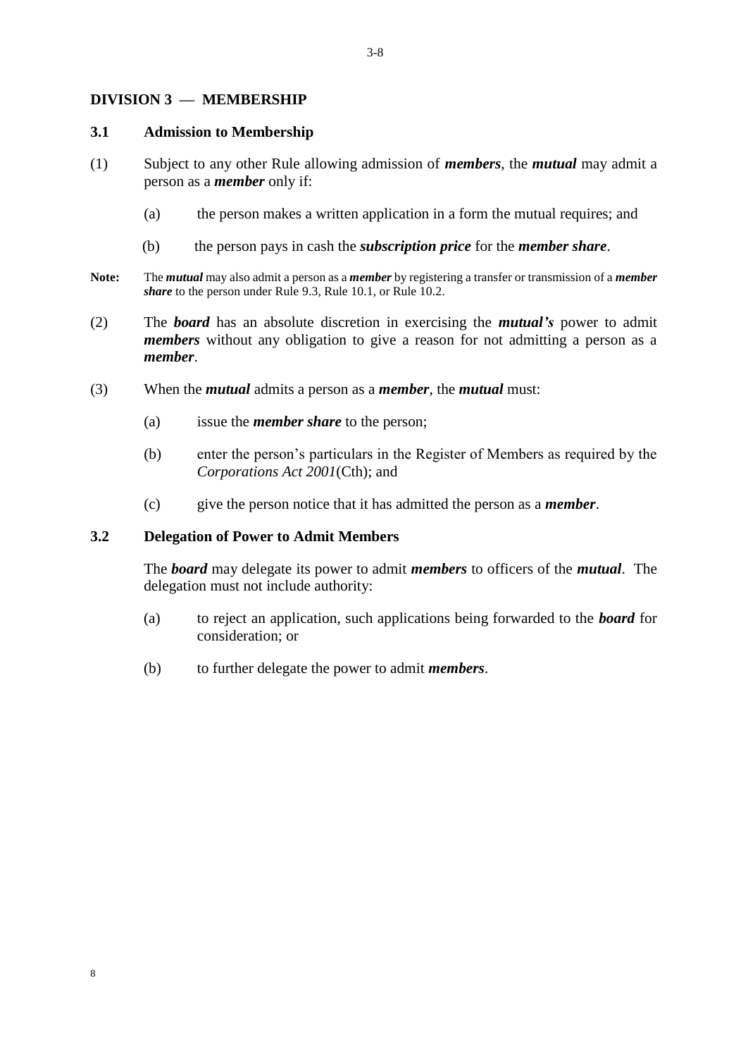## DIVISION 3 — MEMBERSHIP

### 3.1 Admission to Membership

(1) Subject to any other Rule allowing admission of ***members***, the ***mutual*** may admit a person as a ***member*** only if:

  (a) the person makes a written application in a form the mutual requires; and

  (b) the person pays in cash the ***subscription price*** for the ***member share***.

**Note:** The ***mutual*** may also admit a person as a ***member*** by registering a transfer or transmission of a ***member share*** to the person under Rule 9.3, Rule 10.1, or Rule 10.2.

(2) The ***board*** has an absolute discretion in exercising the ***mutual's*** power to admit ***members*** without any obligation to give a reason for not admitting a person as a ***member***.

(3) When the ***mutual*** admits a person as a ***member***, the ***mutual*** must:

  (a) issue the ***member share*** to the person;

  (b) enter the person's particulars in the Register of Members as required by the *Corporations Act 2001*(Cth); and

  (c) give the person notice that it has admitted the person as a ***member***.

### 3.2 Delegation of Power to Admit Members

The ***board*** may delegate its power to admit ***members*** to officers of the ***mutual***. The delegation must not include authority:

  (a) to reject an application, such applications being forwarded to the ***board*** for consideration; or

  (b) to further delegate the power to admit ***members***.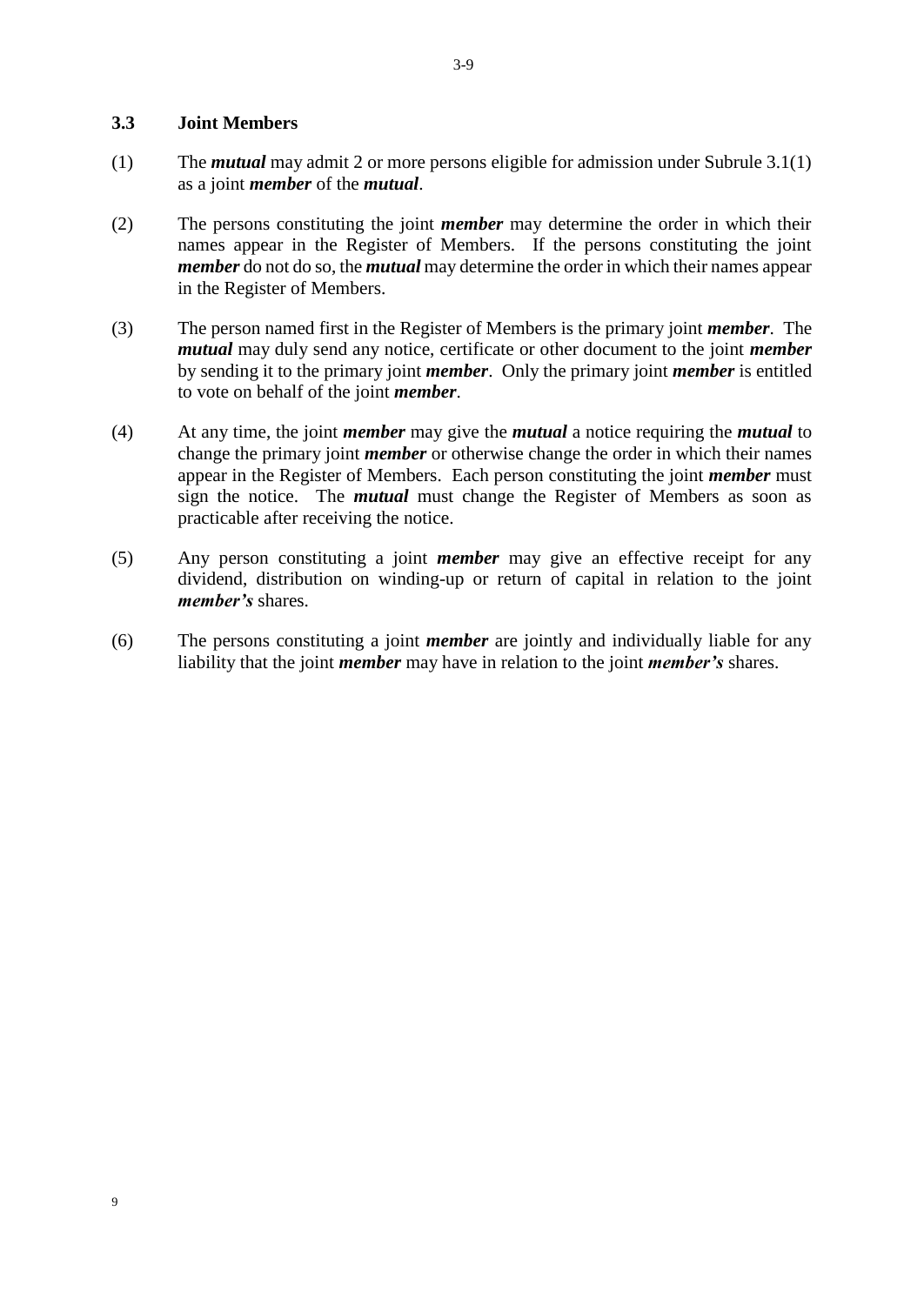### 3.3 Joint Members

(1) The ***mutual*** may admit 2 or more persons eligible for admission under Subrule 3.1(1) as a joint ***member*** of the ***mutual***.

(2) The persons constituting the joint ***member*** may determine the order in which their names appear in the Register of Members. If the persons constituting the joint ***member*** do not do so, the ***mutual*** may determine the order in which their names appear in the Register of Members.

(3) The person named first in the Register of Members is the primary joint ***member***. The ***mutual*** may duly send any notice, certificate or other document to the joint ***member*** by sending it to the primary joint ***member***. Only the primary joint ***member*** is entitled to vote on behalf of the joint ***member***.

(4) At any time, the joint ***member*** may give the ***mutual*** a notice requiring the ***mutual*** to change the primary joint ***member*** or otherwise change the order in which their names appear in the Register of Members. Each person constituting the joint ***member*** must sign the notice. The ***mutual*** must change the Register of Members as soon as practicable after receiving the notice.

(5) Any person constituting a joint ***member*** may give an effective receipt for any dividend, distribution on winding-up or return of capital in relation to the joint ***member's*** shares.

(6) The persons constituting a joint ***member*** are jointly and individually liable for any liability that the joint ***member*** may have in relation to the joint ***member's*** shares.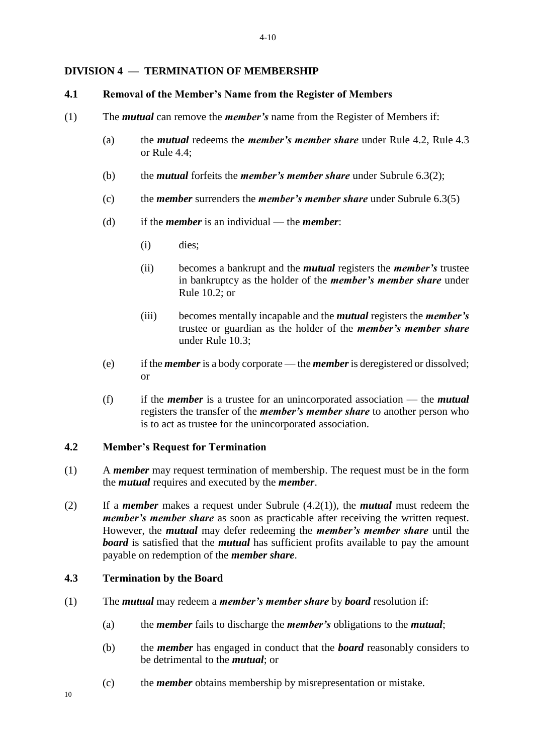## DIVISION 4 — TERMINATION OF MEMBERSHIP

### 4.1 Removal of the Member's Name from the Register of Members

(1) The ***mutual*** can remove the ***member's*** name from the Register of Members if:

(a) the ***mutual*** redeems the ***member's member share*** under Rule 4.2, Rule 4.3 or Rule 4.4;

(b) the ***mutual*** forfeits the ***member's member share*** under Subrule 6.3(2);

(c) the ***member*** surrenders the ***member's member share*** under Subrule 6.3(5)

(d) if the ***member*** is an individual — the ***member***:

(i) dies;

(ii) becomes a bankrupt and the ***mutual*** registers the ***member's*** trustee in bankruptcy as the holder of the ***member's member share*** under Rule 10.2; or

(iii) becomes mentally incapable and the ***mutual*** registers the ***member's*** trustee or guardian as the holder of the ***member's member share*** under Rule 10.3;

(e) if the ***member*** is a body corporate — the ***member*** is deregistered or dissolved; or

(f) if the ***member*** is a trustee for an unincorporated association — the ***mutual*** registers the transfer of the ***member's member share*** to another person who is to act as trustee for the unincorporated association.

### 4.2 Member's Request for Termination

(1) A ***member*** may request termination of membership. The request must be in the form the ***mutual*** requires and executed by the ***member***.

(2) If a ***member*** makes a request under Subrule (4.2(1)), the ***mutual*** must redeem the ***member's member share*** as soon as practicable after receiving the written request. However, the ***mutual*** may defer redeeming the ***member's member share*** until the ***board*** is satisfied that the ***mutual*** has sufficient profits available to pay the amount payable on redemption of the ***member share***.

### 4.3 Termination by the Board

(1) The ***mutual*** may redeem a ***member's member share*** by ***board*** resolution if:

(a) the ***member*** fails to discharge the ***member's*** obligations to the ***mutual***;

(b) the ***member*** has engaged in conduct that the ***board*** reasonably considers to be detrimental to the ***mutual***; or

(c) the ***member*** obtains membership by misrepresentation or mistake.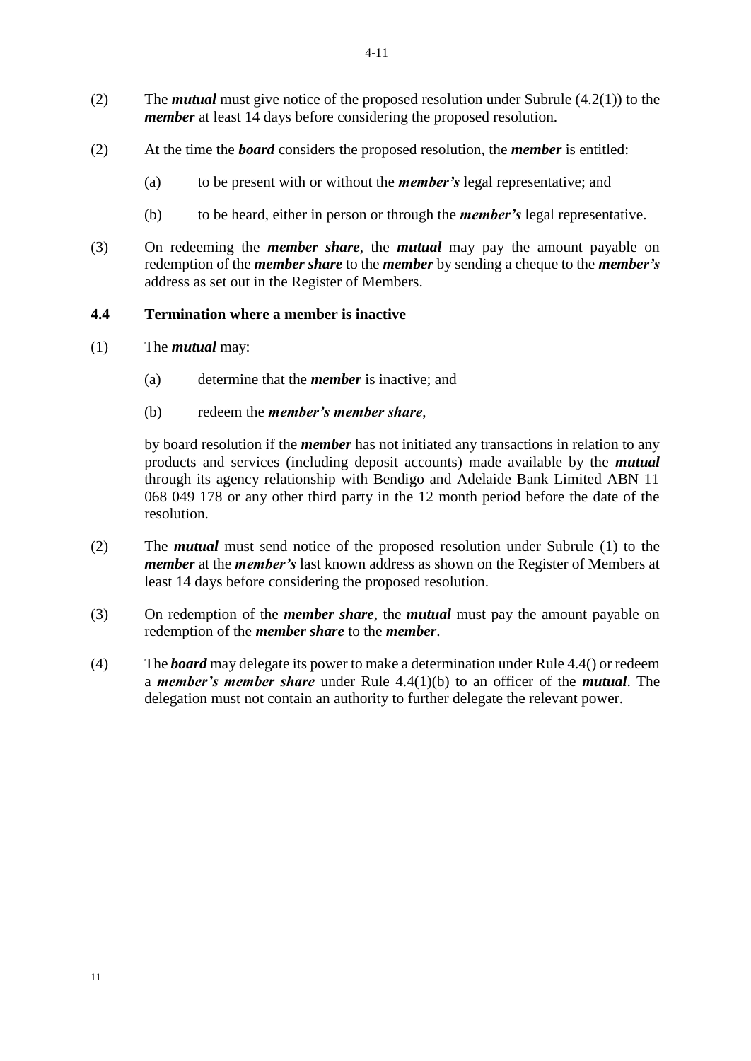(2) The ***mutual*** must give notice of the proposed resolution under Subrule (4.2(1)) to the ***member*** at least 14 days before considering the proposed resolution.

(2) At the time the ***board*** considers the proposed resolution, the ***member*** is entitled:

(a) to be present with or without the ***member's*** legal representative; and

(b) to be heard, either in person or through the ***member's*** legal representative.

(3) On redeeming the ***member share***, the ***mutual*** may pay the amount payable on redemption of the ***member share*** to the ***member*** by sending a cheque to the ***member's*** address as set out in the Register of Members.

### 4.4 Termination where a member is inactive

(1) The ***mutual*** may:

(a) determine that the ***member*** is inactive; and

(b) redeem the ***member's member share***,

by board resolution if the ***member*** has not initiated any transactions in relation to any products and services (including deposit accounts) made available by the ***mutual*** through its agency relationship with Bendigo and Adelaide Bank Limited ABN 11 068 049 178 or any other third party in the 12 month period before the date of the resolution.

(2) The ***mutual*** must send notice of the proposed resolution under Subrule (1) to the ***member*** at the ***member's*** last known address as shown on the Register of Members at least 14 days before considering the proposed resolution.

(3) On redemption of the ***member share***, the ***mutual*** must pay the amount payable on redemption of the ***member share*** to the ***member***.

(4) The ***board*** may delegate its power to make a determination under Rule 4.4() or redeem a ***member's member share*** under Rule 4.4(1)(b) to an officer of the ***mutual***. The delegation must not contain an authority to further delegate the relevant power.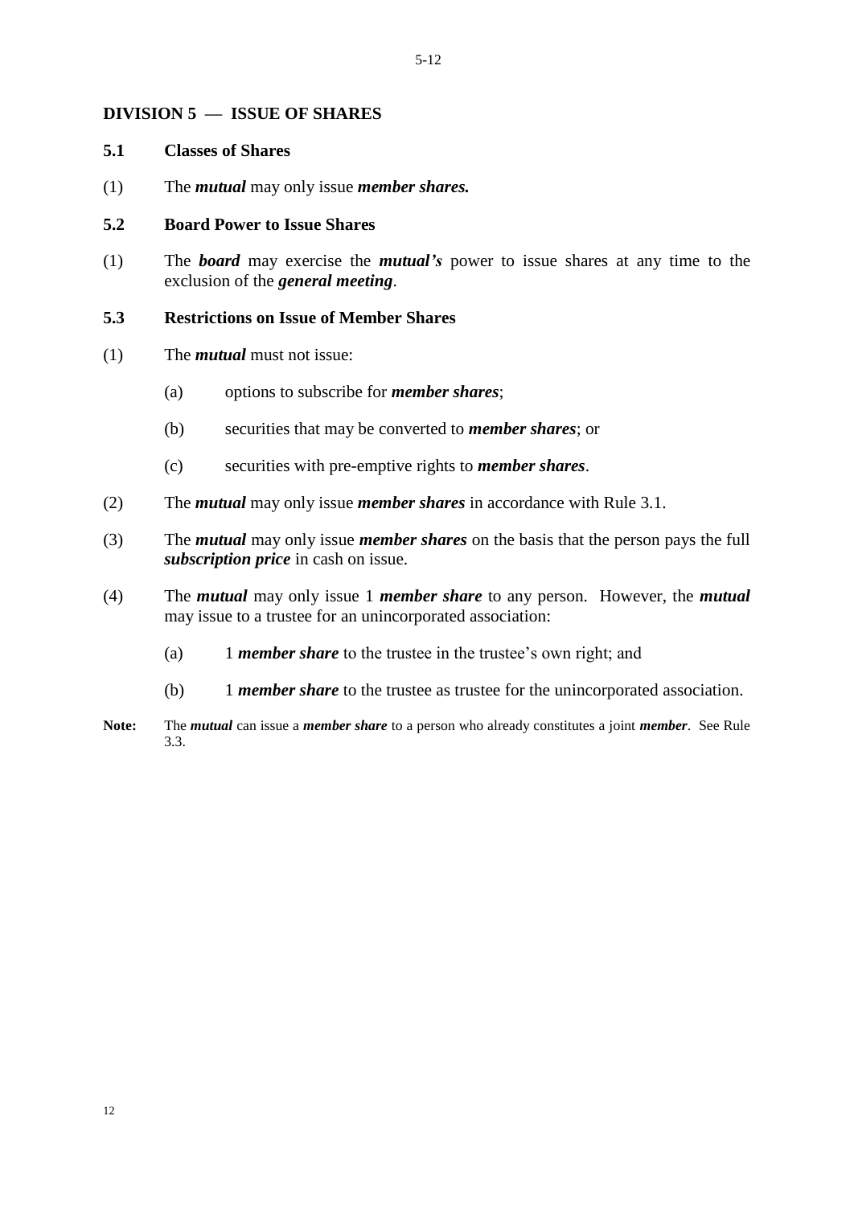## DIVISION 5 — ISSUE OF SHARES

### 5.1 Classes of Shares

(1) The ***mutual*** may only issue ***member shares.***

### 5.2 Board Power to Issue Shares

(1) The ***board*** may exercise the ***mutual's*** power to issue shares at any time to the exclusion of the ***general meeting***.

### 5.3 Restrictions on Issue of Member Shares

(1) The ***mutual*** must not issue:

(a) options to subscribe for ***member shares***;

(b) securities that may be converted to ***member shares***; or

(c) securities with pre-emptive rights to ***member shares***.

(2) The ***mutual*** may only issue ***member shares*** in accordance with Rule 3.1.

(3) The ***mutual*** may only issue ***member shares*** on the basis that the person pays the full ***subscription price*** in cash on issue.

(4) The ***mutual*** may only issue 1 ***member share*** to any person. However, the ***mutual*** may issue to a trustee for an unincorporated association:

(a) 1 ***member share*** to the trustee in the trustee's own right; and

(b) 1 ***member share*** to the trustee as trustee for the unincorporated association.

**Note:** The ***mutual*** can issue a ***member share*** to a person who already constitutes a joint ***member***. See Rule 3.3.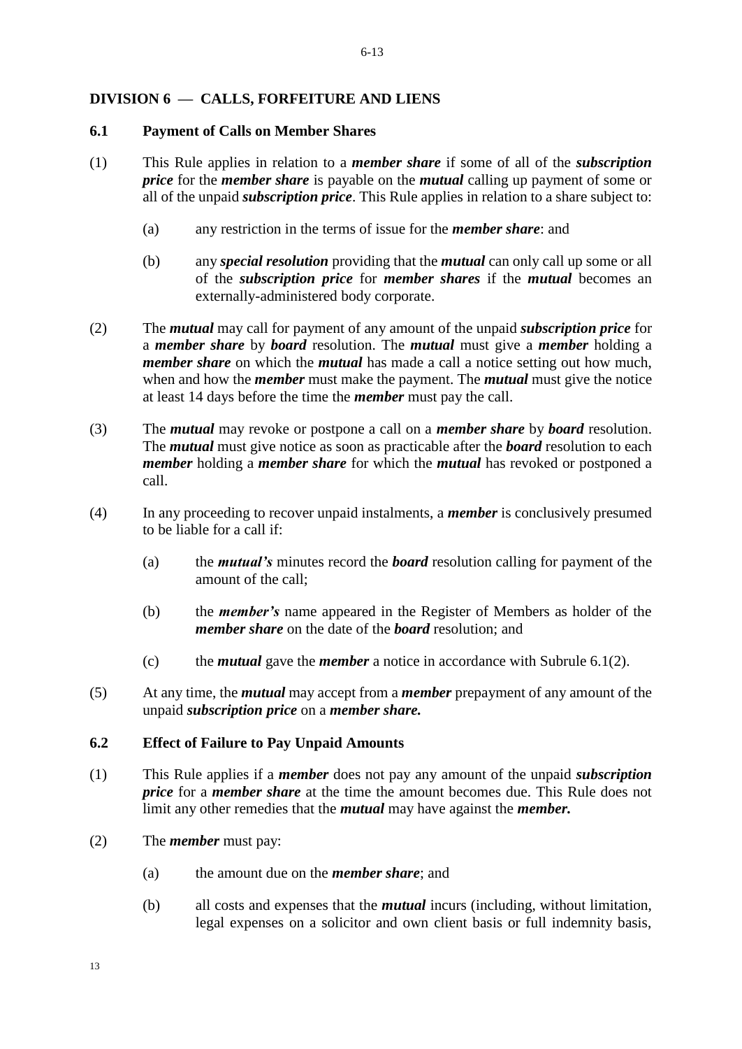## DIVISION 6 — CALLS, FORFEITURE AND LIENS

### 6.1 Payment of Calls on Member Shares

(1) This Rule applies in relation to a ***member share*** if some of all of the ***subscription price*** for the ***member share*** is payable on the ***mutual*** calling up payment of some or all of the unpaid ***subscription price***. This Rule applies in relation to a share subject to:

  (a) any restriction in the terms of issue for the ***member share***: and

  (b) any ***special resolution*** providing that the ***mutual*** can only call up some or all of the ***subscription price*** for ***member shares*** if the ***mutual*** becomes an externally-administered body corporate.

(2) The ***mutual*** may call for payment of any amount of the unpaid ***subscription price*** for a ***member share*** by ***board*** resolution. The ***mutual*** must give a ***member*** holding a ***member share*** on which the ***mutual*** has made a call a notice setting out how much, when and how the ***member*** must make the payment. The ***mutual*** must give the notice at least 14 days before the time the ***member*** must pay the call.

(3) The ***mutual*** may revoke or postpone a call on a ***member share*** by ***board*** resolution. The ***mutual*** must give notice as soon as practicable after the ***board*** resolution to each ***member*** holding a ***member share*** for which the ***mutual*** has revoked or postponed a call.

(4) In any proceeding to recover unpaid instalments, a ***member*** is conclusively presumed to be liable for a call if:

  (a) the ***mutual's*** minutes record the ***board*** resolution calling for payment of the amount of the call;

  (b) the ***member's*** name appeared in the Register of Members as holder of the ***member share*** on the date of the ***board*** resolution; and

  (c) the ***mutual*** gave the ***member*** a notice in accordance with Subrule 6.1(2).

(5) At any time, the ***mutual*** may accept from a ***member*** prepayment of any amount of the unpaid ***subscription price*** on a ***member share.***

### 6.2 Effect of Failure to Pay Unpaid Amounts

(1) This Rule applies if a ***member*** does not pay any amount of the unpaid ***subscription price*** for a ***member share*** at the time the amount becomes due. This Rule does not limit any other remedies that the ***mutual*** may have against the ***member.***

(2) The ***member*** must pay:

  (a) the amount due on the ***member share***; and

  (b) all costs and expenses that the ***mutual*** incurs (including, without limitation, legal expenses on a solicitor and own client basis or full indemnity basis,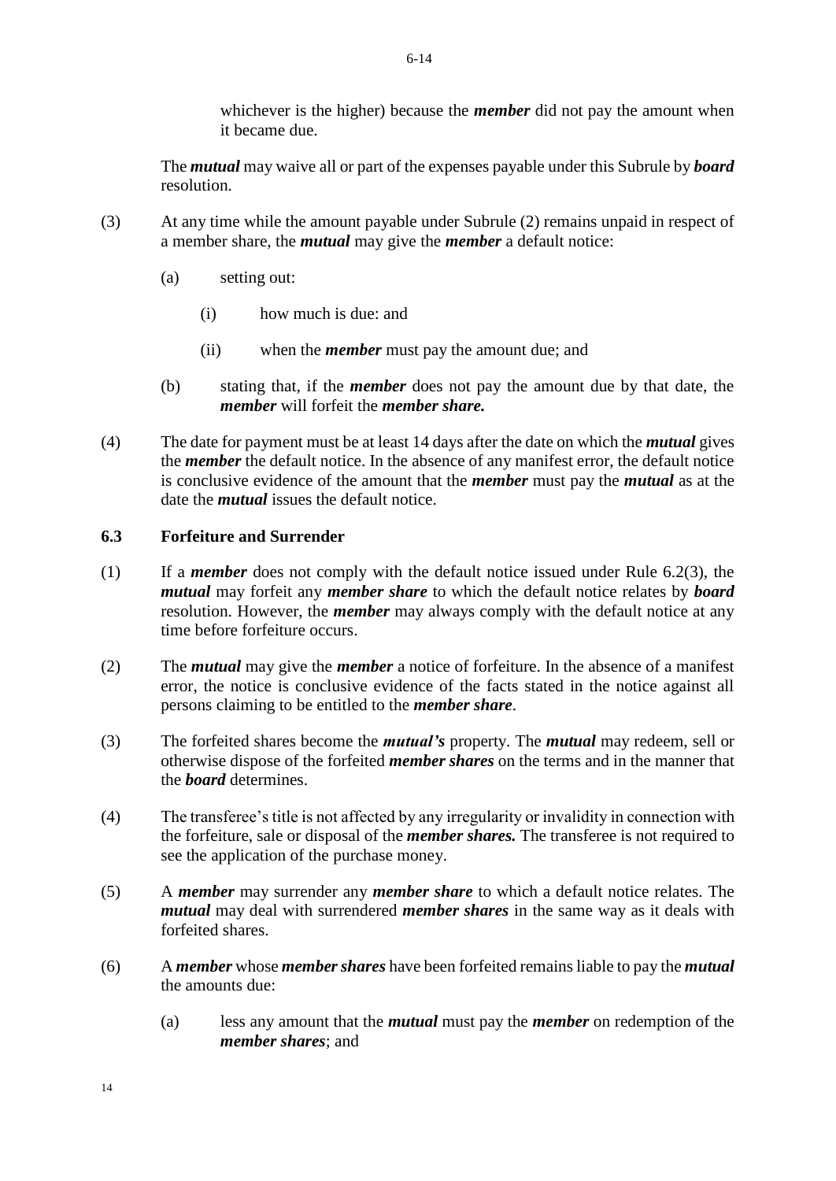whichever is the higher) because the ***member*** did not pay the amount when it became due.

The ***mutual*** may waive all or part of the expenses payable under this Subrule by ***board*** resolution.

(3) At any time while the amount payable under Subrule (2) remains unpaid in respect of a member share, the ***mutual*** may give the ***member*** a default notice:

(a) setting out:

(i) how much is due: and

(ii) when the ***member*** must pay the amount due; and

(b) stating that, if the ***member*** does not pay the amount due by that date, the ***member*** will forfeit the ***member share.***

(4) The date for payment must be at least 14 days after the date on which the ***mutual*** gives the ***member*** the default notice. In the absence of any manifest error, the default notice is conclusive evidence of the amount that the ***member*** must pay the ***mutual*** as at the date the ***mutual*** issues the default notice.

### 6.3 Forfeiture and Surrender

(1) If a ***member*** does not comply with the default notice issued under Rule 6.2(3), the ***mutual*** may forfeit any ***member share*** to which the default notice relates by ***board*** resolution. However, the ***member*** may always comply with the default notice at any time before forfeiture occurs.

(2) The ***mutual*** may give the ***member*** a notice of forfeiture. In the absence of a manifest error, the notice is conclusive evidence of the facts stated in the notice against all persons claiming to be entitled to the ***member share***.

(3) The forfeited shares become the ***mutual's*** property. The ***mutual*** may redeem, sell or otherwise dispose of the forfeited ***member shares*** on the terms and in the manner that the ***board*** determines.

(4) The transferee's title is not affected by any irregularity or invalidity in connection with the forfeiture, sale or disposal of the ***member shares.*** The transferee is not required to see the application of the purchase money.

(5) A ***member*** may surrender any ***member share*** to which a default notice relates. The ***mutual*** may deal with surrendered ***member shares*** in the same way as it deals with forfeited shares.

(6) A ***member*** whose ***member shares*** have been forfeited remains liable to pay the ***mutual*** the amounts due:

(a) less any amount that the ***mutual*** must pay the ***member*** on redemption of the ***member shares***; and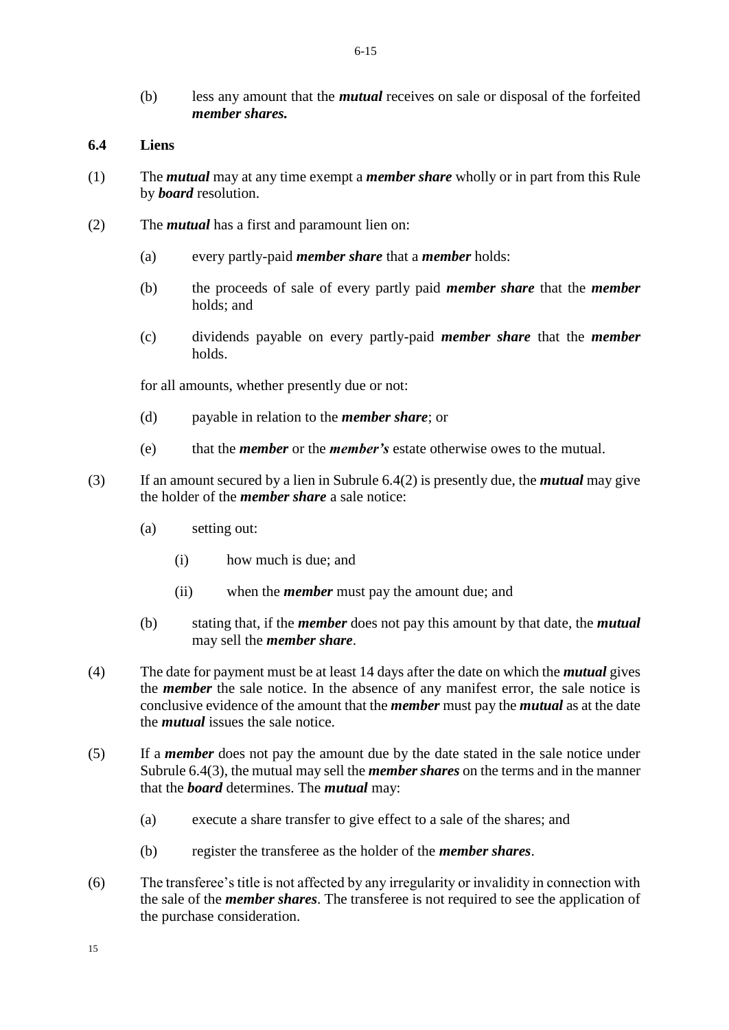(b) less any amount that the ***mutual*** receives on sale or disposal of the forfeited ***member shares.***

**6.4 Liens**

(1) The ***mutual*** may at any time exempt a ***member share*** wholly or in part from this Rule by ***board*** resolution.

(2) The ***mutual*** has a first and paramount lien on:

(a) every partly-paid ***member share*** that a ***member*** holds:

(b) the proceeds of sale of every partly paid ***member share*** that the ***member*** holds; and

(c) dividends payable on every partly-paid ***member share*** that the ***member*** holds.

for all amounts, whether presently due or not:

(d) payable in relation to the ***member share***; or

(e) that the ***member*** or the ***member's*** estate otherwise owes to the mutual.

(3) If an amount secured by a lien in Subrule 6.4(2) is presently due, the ***mutual*** may give the holder of the ***member share*** a sale notice:

(a) setting out:

(i) how much is due; and

(ii) when the ***member*** must pay the amount due; and

(b) stating that, if the ***member*** does not pay this amount by that date, the ***mutual*** may sell the ***member share***.

(4) The date for payment must be at least 14 days after the date on which the ***mutual*** gives the ***member*** the sale notice. In the absence of any manifest error, the sale notice is conclusive evidence of the amount that the ***member*** must pay the ***mutual*** as at the date the ***mutual*** issues the sale notice.

(5) If a ***member*** does not pay the amount due by the date stated in the sale notice under Subrule 6.4(3), the mutual may sell the ***member shares*** on the terms and in the manner that the ***board*** determines. The ***mutual*** may:

(a) execute a share transfer to give effect to a sale of the shares; and

(b) register the transferee as the holder of the ***member shares***.

(6) The transferee's title is not affected by any irregularity or invalidity in connection with the sale of the ***member shares***. The transferee is not required to see the application of the purchase consideration.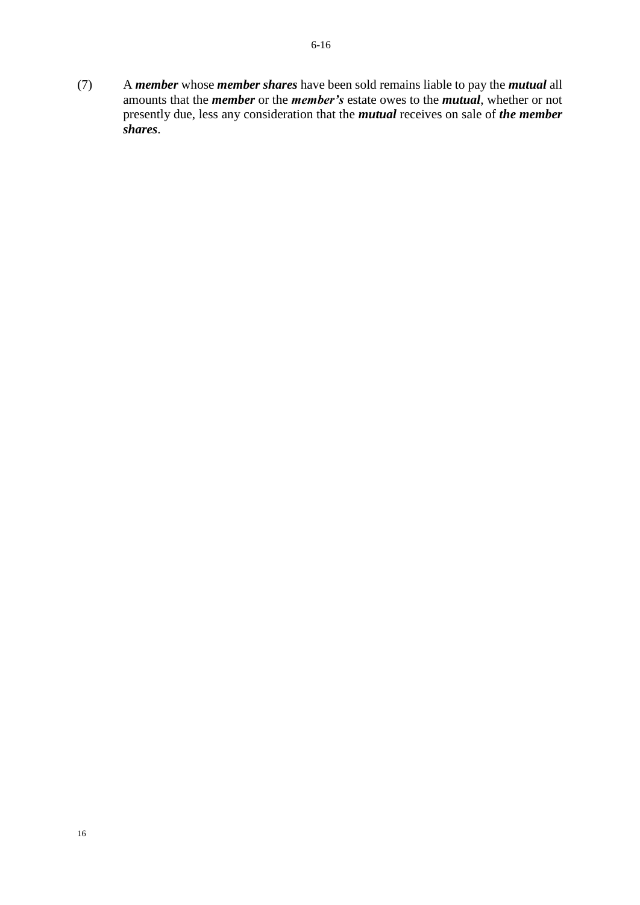(7) A ***member*** whose ***member shares*** have been sold remains liable to pay the ***mutual*** all amounts that the ***member*** or the ***member's*** estate owes to the ***mutual***, whether or not presently due, less any consideration that the ***mutual*** receives on sale of ***the member shares***.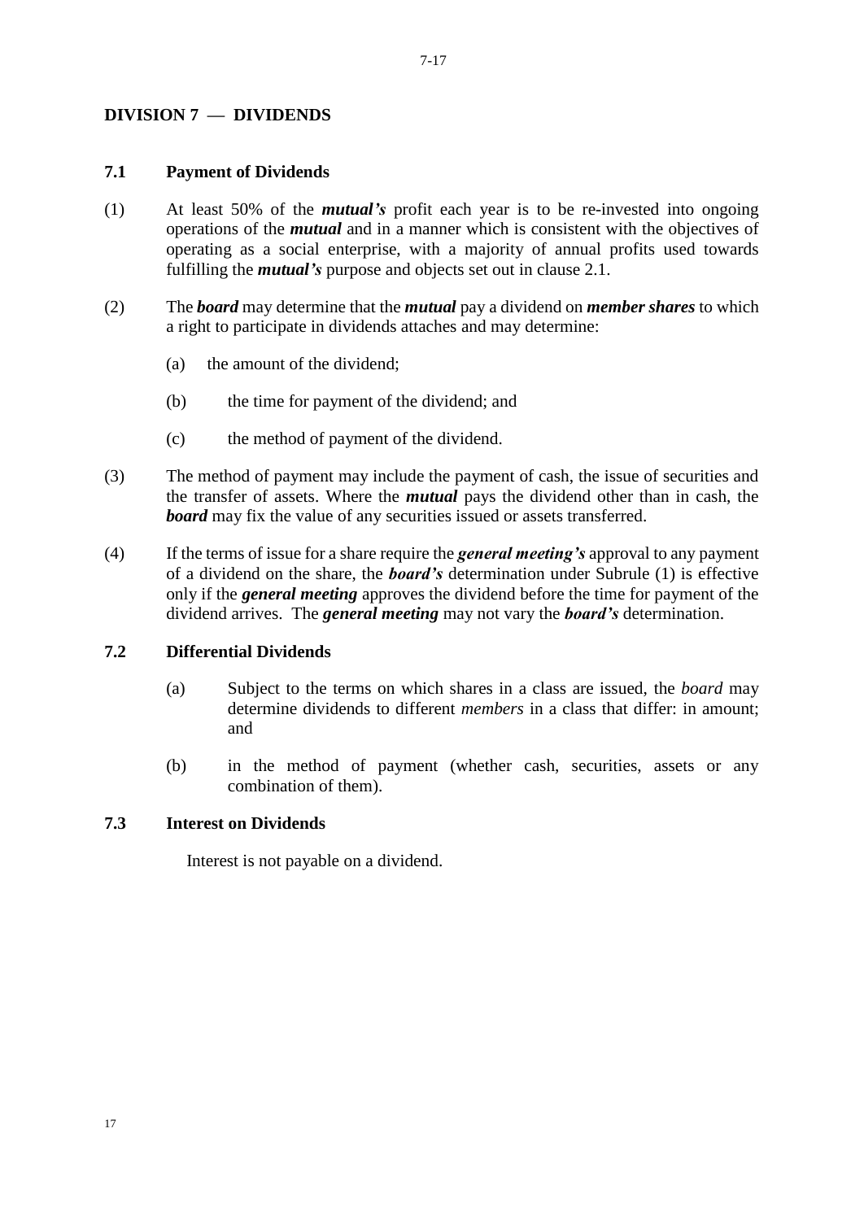## DIVISION 7 — DIVIDENDS

### 7.1 Payment of Dividends

(1) At least 50% of the ***mutual's*** profit each year is to be re-invested into ongoing operations of the ***mutual*** and in a manner which is consistent with the objectives of operating as a social enterprise, with a majority of annual profits used towards fulfilling the ***mutual's*** purpose and objects set out in clause 2.1.

(2) The ***board*** may determine that the ***mutual*** pay a dividend on ***member shares*** to which a right to participate in dividends attaches and may determine:

(a) the amount of the dividend;

(b) the time for payment of the dividend; and

(c) the method of payment of the dividend.

(3) The method of payment may include the payment of cash, the issue of securities and the transfer of assets. Where the ***mutual*** pays the dividend other than in cash, the ***board*** may fix the value of any securities issued or assets transferred.

(4) If the terms of issue for a share require the ***general meeting's*** approval to any payment of a dividend on the share, the ***board's*** determination under Subrule (1) is effective only if the ***general meeting*** approves the dividend before the time for payment of the dividend arrives. The ***general meeting*** may not vary the ***board's*** determination.

### 7.2 Differential Dividends

(a) Subject to the terms on which shares in a class are issued, the *board* may determine dividends to different *members* in a class that differ: in amount; and

(b) in the method of payment (whether cash, securities, assets or any combination of them).

### 7.3 Interest on Dividends

Interest is not payable on a dividend.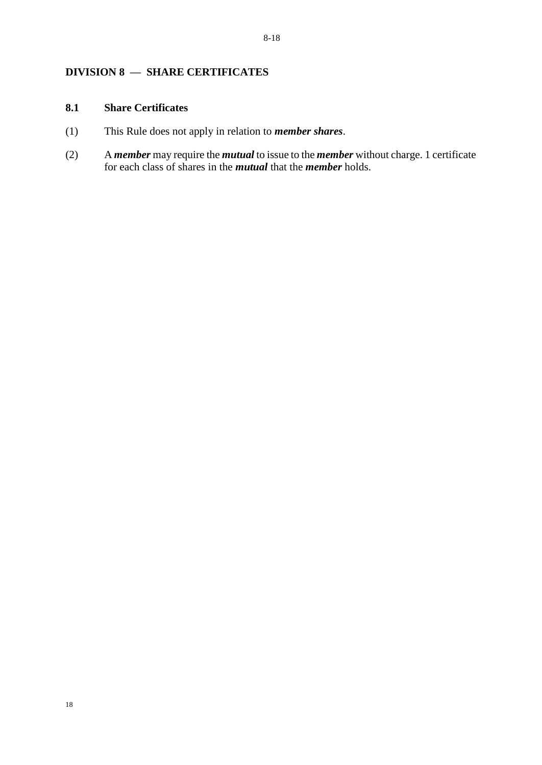## DIVISION 8 — SHARE CERTIFICATES

### 8.1 Share Certificates

(1) This Rule does not apply in relation to ***member shares***.

(2) A ***member*** may require the ***mutual*** to issue to the ***member*** without charge. 1 certificate for each class of shares in the ***mutual*** that the ***member*** holds.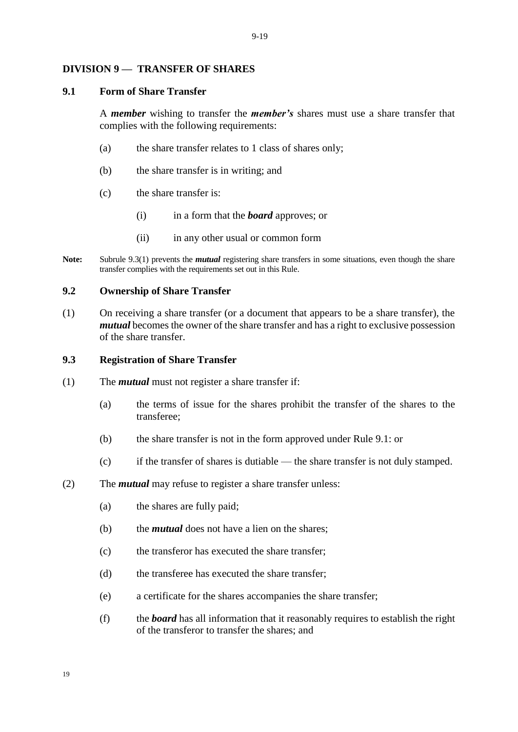## DIVISION 9 — TRANSFER OF SHARES

### 9.1 Form of Share Transfer

A ***member*** wishing to transfer the ***member's*** shares must use a share transfer that complies with the following requirements:

(a) the share transfer relates to 1 class of shares only;

(b) the share transfer is in writing; and

(c) the share transfer is:

(i) in a form that the ***board*** approves; or

(ii) in any other usual or common form

**Note:** Subrule 9.3(1) prevents the ***mutual*** registering share transfers in some situations, even though the share transfer complies with the requirements set out in this Rule.

### 9.2 Ownership of Share Transfer

(1) On receiving a share transfer (or a document that appears to be a share transfer), the ***mutual*** becomes the owner of the share transfer and has a right to exclusive possession of the share transfer.

### 9.3 Registration of Share Transfer

(1) The ***mutual*** must not register a share transfer if:

(a) the terms of issue for the shares prohibit the transfer of the shares to the transferee;

(b) the share transfer is not in the form approved under Rule 9.1: or

(c) if the transfer of shares is dutiable — the share transfer is not duly stamped.

(2) The ***mutual*** may refuse to register a share transfer unless:

(a) the shares are fully paid;

(b) the ***mutual*** does not have a lien on the shares;

(c) the transferor has executed the share transfer;

(d) the transferee has executed the share transfer;

(e) a certificate for the shares accompanies the share transfer;

(f) the ***board*** has all information that it reasonably requires to establish the right of the transferor to transfer the shares; and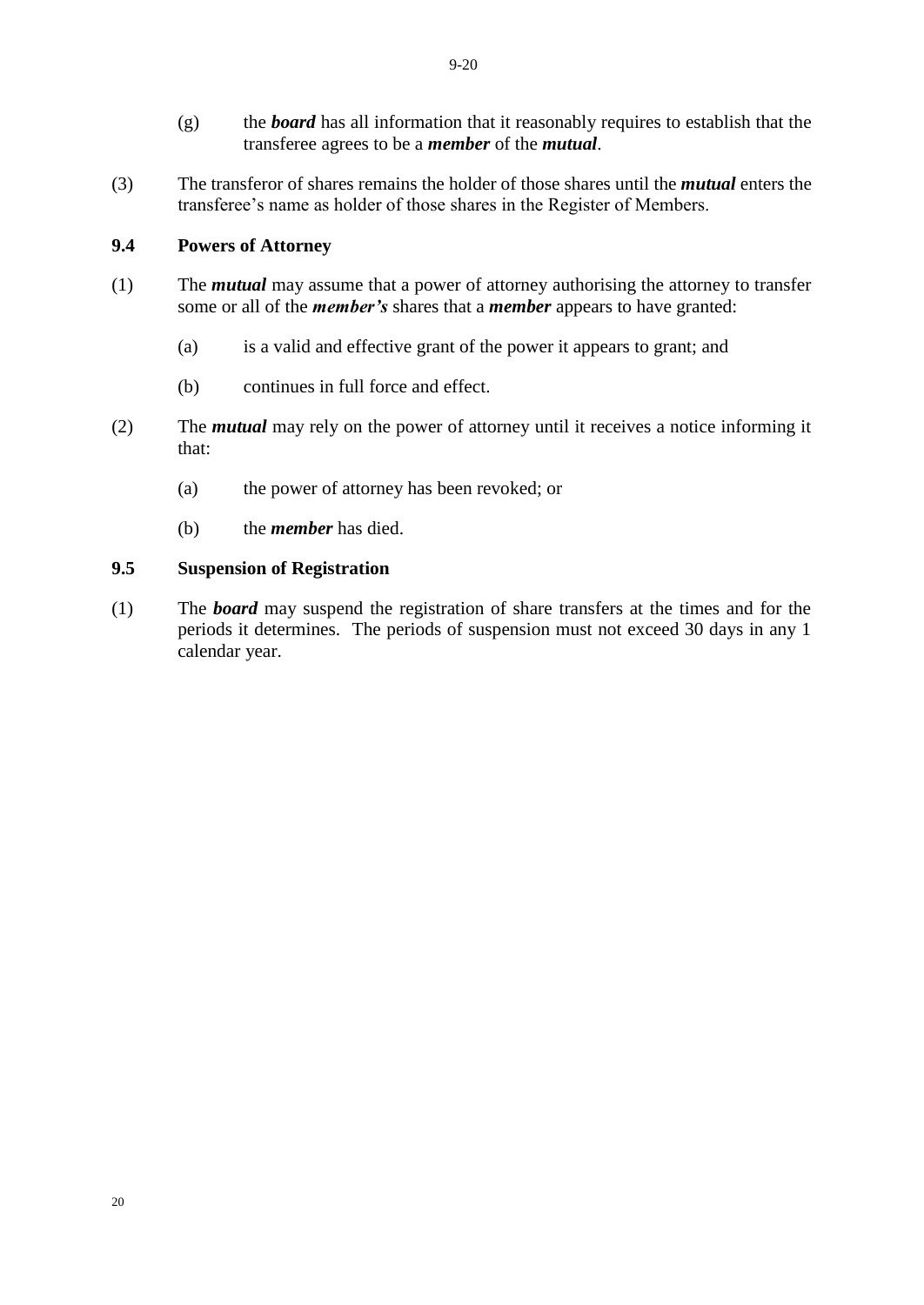(g) the ***board*** has all information that it reasonably requires to establish that the transferee agrees to be a ***member*** of the ***mutual***.

(3) The transferor of shares remains the holder of those shares until the ***mutual*** enters the transferee's name as holder of those shares in the Register of Members.

### 9.4 Powers of Attorney

(1) The ***mutual*** may assume that a power of attorney authorising the attorney to transfer some or all of the ***member's*** shares that a ***member*** appears to have granted:

(a) is a valid and effective grant of the power it appears to grant; and

(b) continues in full force and effect.

(2) The ***mutual*** may rely on the power of attorney until it receives a notice informing it that:

(a) the power of attorney has been revoked; or

(b) the ***member*** has died.

### 9.5 Suspension of Registration

(1) The ***board*** may suspend the registration of share transfers at the times and for the periods it determines. The periods of suspension must not exceed 30 days in any 1 calendar year.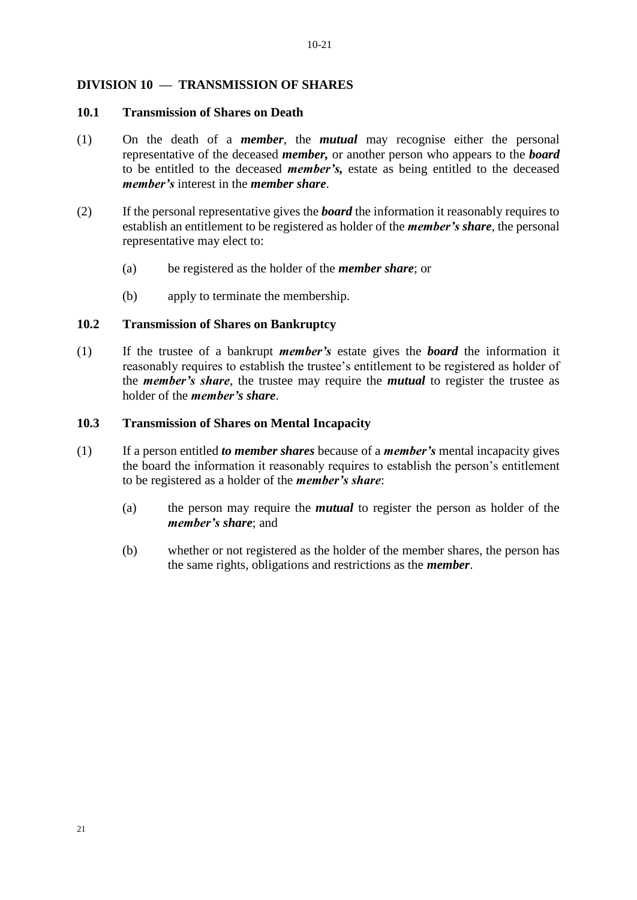## DIVISION 10 — TRANSMISSION OF SHARES

### 10.1 Transmission of Shares on Death

(1) On the death of a ***member***, the ***mutual*** may recognise either the personal representative of the deceased ***member,*** or another person who appears to the ***board*** to be entitled to the deceased ***member's,*** estate as being entitled to the deceased ***member's*** interest in the ***member share***.

(2) If the personal representative gives the ***board*** the information it reasonably requires to establish an entitlement to be registered as holder of the ***member's share***, the personal representative may elect to:

   (a) be registered as the holder of the ***member share***; or

   (b) apply to terminate the membership.

### 10.2 Transmission of Shares on Bankruptcy

(1) If the trustee of a bankrupt ***member's*** estate gives the ***board*** the information it reasonably requires to establish the trustee's entitlement to be registered as holder of the ***member's share***, the trustee may require the ***mutual*** to register the trustee as holder of the ***member's share***.

### 10.3 Transmission of Shares on Mental Incapacity

(1) If a person entitled ***to member shares*** because of a ***member's*** mental incapacity gives the board the information it reasonably requires to establish the person's entitlement to be registered as a holder of the ***member's share***:

   (a) the person may require the ***mutual*** to register the person as holder of the ***member's share***; and

   (b) whether or not registered as the holder of the member shares, the person has the same rights, obligations and restrictions as the ***member***.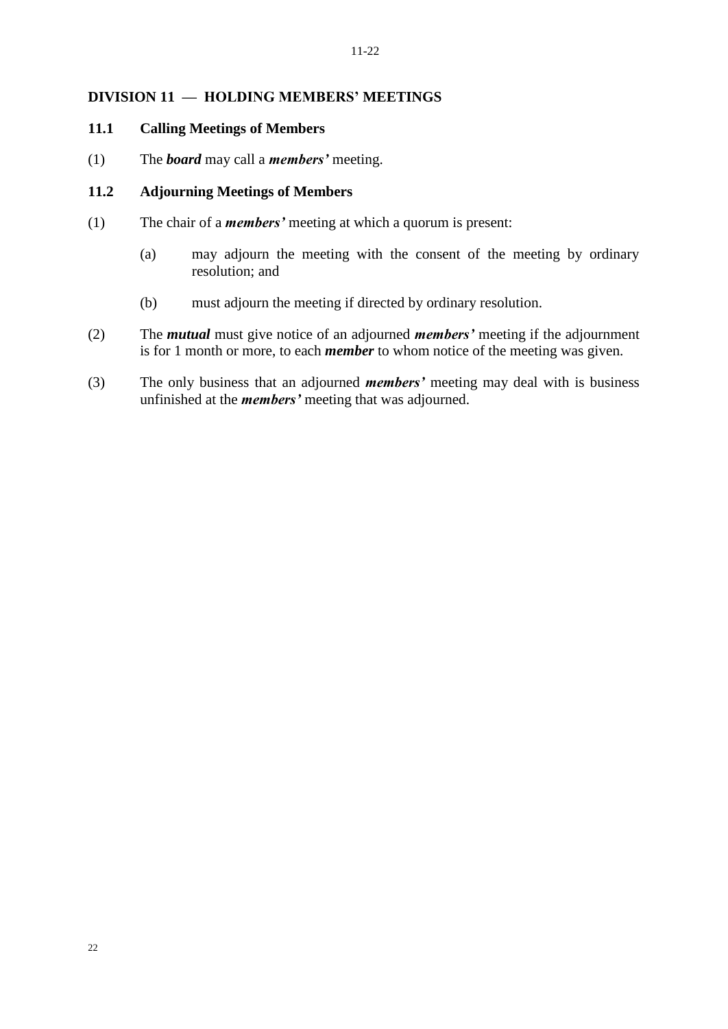## DIVISION 11 — HOLDING MEMBERS' MEETINGS

### 11.1 Calling Meetings of Members

(1) The ***board*** may call a ***members'*** meeting.

### 11.2 Adjourning Meetings of Members

(1) The chair of a ***members'*** meeting at which a quorum is present:

(a) may adjourn the meeting with the consent of the meeting by ordinary resolution; and

(b) must adjourn the meeting if directed by ordinary resolution.

(2) The ***mutual*** must give notice of an adjourned ***members'*** meeting if the adjournment is for 1 month or more, to each ***member*** to whom notice of the meeting was given.

(3) The only business that an adjourned ***members'*** meeting may deal with is business unfinished at the ***members'*** meeting that was adjourned.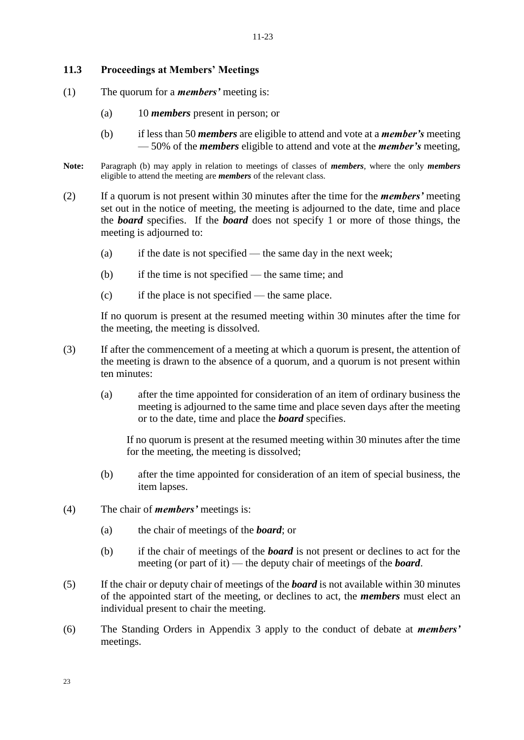### 11.3 Proceedings at Members' Meetings

(1) The quorum for a ***members'*** meeting is:

> (a) 10 ***members*** present in person; or
>
> (b) if less than 50 ***members*** are eligible to attend and vote at a ***member's*** meeting — 50% of the ***members*** eligible to attend and vote at the ***member's*** meeting,

**Note:** Paragraph (b) may apply in relation to meetings of classes of ***members***, where the only ***members*** eligible to attend the meeting are ***members*** of the relevant class.

(2) If a quorum is not present within 30 minutes after the time for the ***members'*** meeting set out in the notice of meeting, the meeting is adjourned to the date, time and place the ***board*** specifies. If the ***board*** does not specify 1 or more of those things, the meeting is adjourned to:

> (a) if the date is not specified — the same day in the next week;
>
> (b) if the time is not specified — the same time; and
>
> (c) if the place is not specified — the same place.

If no quorum is present at the resumed meeting within 30 minutes after the time for the meeting, the meeting is dissolved.

(3) If after the commencement of a meeting at which a quorum is present, the attention of the meeting is drawn to the absence of a quorum, and a quorum is not present within ten minutes:

> (a) after the time appointed for consideration of an item of ordinary business the meeting is adjourned to the same time and place seven days after the meeting or to the date, time and place the ***board*** specifies.
>
> If no quorum is present at the resumed meeting within 30 minutes after the time for the meeting, the meeting is dissolved;
>
> (b) after the time appointed for consideration of an item of special business, the item lapses.

(4) The chair of ***members'*** meetings is:

> (a) the chair of meetings of the ***board***; or
>
> (b) if the chair of meetings of the ***board*** is not present or declines to act for the meeting (or part of it) — the deputy chair of meetings of the ***board***.

(5) If the chair or deputy chair of meetings of the ***board*** is not available within 30 minutes of the appointed start of the meeting, or declines to act, the ***members*** must elect an individual present to chair the meeting.

(6) The Standing Orders in Appendix 3 apply to the conduct of debate at ***members'*** meetings.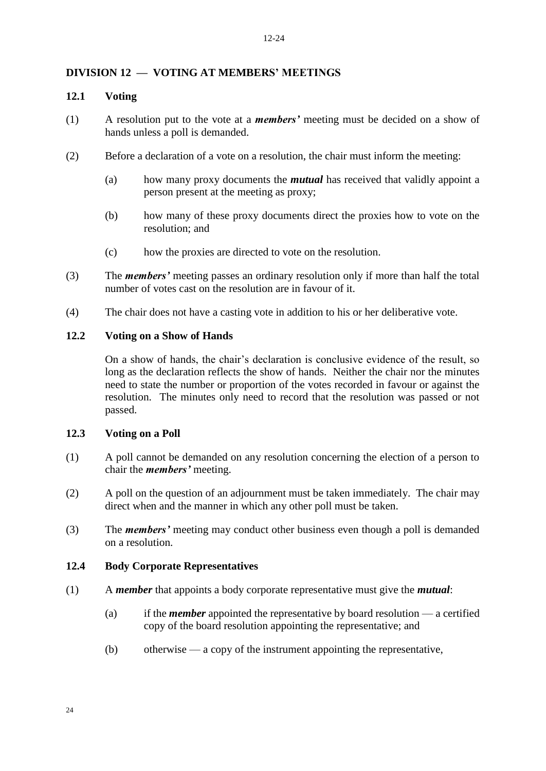## DIVISION 12 — VOTING AT MEMBERS' MEETINGS

### 12.1 Voting

(1) A resolution put to the vote at a ***members'*** meeting must be decided on a show of hands unless a poll is demanded.

(2) Before a declaration of a vote on a resolution, the chair must inform the meeting:

  (a) how many proxy documents the ***mutual*** has received that validly appoint a person present at the meeting as proxy;

  (b) how many of these proxy documents direct the proxies how to vote on the resolution; and

  (c) how the proxies are directed to vote on the resolution.

(3) The ***members'*** meeting passes an ordinary resolution only if more than half the total number of votes cast on the resolution are in favour of it.

(4) The chair does not have a casting vote in addition to his or her deliberative vote.

### 12.2 Voting on a Show of Hands

On a show of hands, the chair's declaration is conclusive evidence of the result, so long as the declaration reflects the show of hands. Neither the chair nor the minutes need to state the number or proportion of the votes recorded in favour or against the resolution. The minutes only need to record that the resolution was passed or not passed.

### 12.3 Voting on a Poll

(1) A poll cannot be demanded on any resolution concerning the election of a person to chair the ***members'*** meeting.

(2) A poll on the question of an adjournment must be taken immediately. The chair may direct when and the manner in which any other poll must be taken.

(3) The ***members'*** meeting may conduct other business even though a poll is demanded on a resolution.

### 12.4 Body Corporate Representatives

(1) A ***member*** that appoints a body corporate representative must give the ***mutual***:

  (a) if the ***member*** appointed the representative by board resolution — a certified copy of the board resolution appointing the representative; and

  (b) otherwise — a copy of the instrument appointing the representative,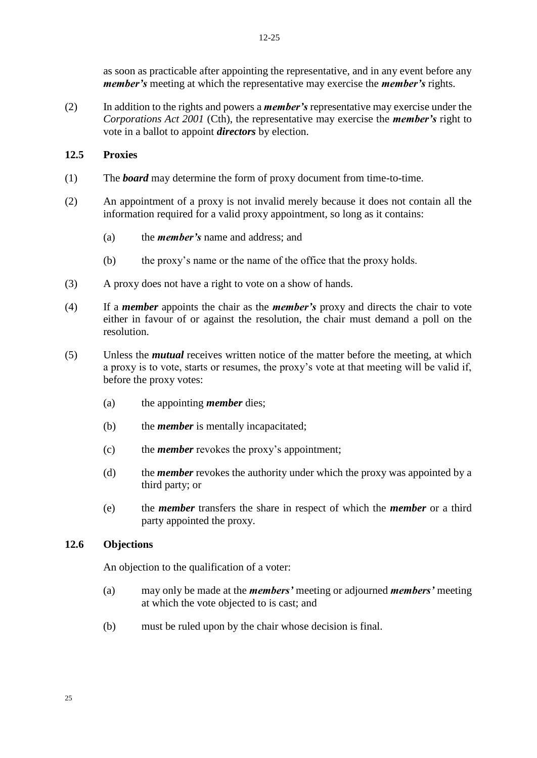as soon as practicable after appointing the representative, and in any event before any ***member's*** meeting at which the representative may exercise the ***member's*** rights.

(2) In addition to the rights and powers a ***member's*** representative may exercise under the *Corporations Act 2001* (Cth), the representative may exercise the ***member's*** right to vote in a ballot to appoint ***directors*** by election.

### 12.5 Proxies

(1) The ***board*** may determine the form of proxy document from time-to-time.

(2) An appointment of a proxy is not invalid merely because it does not contain all the information required for a valid proxy appointment, so long as it contains:

- (a) the ***member's*** name and address; and
- (b) the proxy's name or the name of the office that the proxy holds.

(3) A proxy does not have a right to vote on a show of hands.

(4) If a ***member*** appoints the chair as the ***member's*** proxy and directs the chair to vote either in favour of or against the resolution, the chair must demand a poll on the resolution.

(5) Unless the ***mutual*** receives written notice of the matter before the meeting, at which a proxy is to vote, starts or resumes, the proxy's vote at that meeting will be valid if, before the proxy votes:

- (a) the appointing ***member*** dies;
- (b) the ***member*** is mentally incapacitated;
- (c) the ***member*** revokes the proxy's appointment;
- (d) the ***member*** revokes the authority under which the proxy was appointed by a third party; or
- (e) the ***member*** transfers the share in respect of which the ***member*** or a third party appointed the proxy.

### 12.6 Objections

An objection to the qualification of a voter:

- (a) may only be made at the ***members'*** meeting or adjourned ***members'*** meeting at which the vote objected to is cast; and
- (b) must be ruled upon by the chair whose decision is final.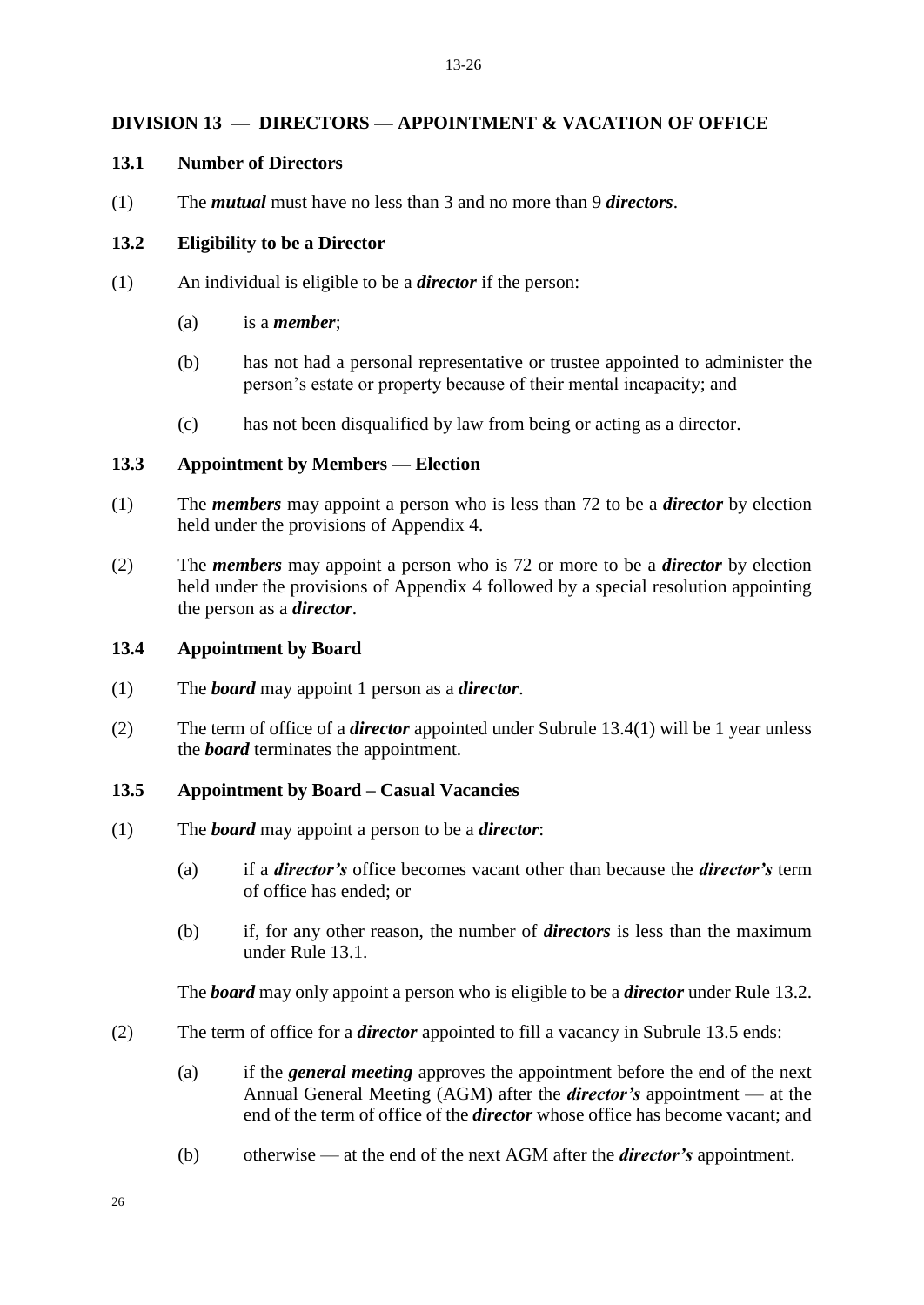## DIVISION 13 — DIRECTORS — APPOINTMENT & VACATION OF OFFICE

### 13.1 Number of Directors

(1) The ***mutual*** must have no less than 3 and no more than 9 ***directors***.

### 13.2 Eligibility to be a Director

(1) An individual is eligible to be a ***director*** if the person:

   (a) is a ***member***;

   (b) has not had a personal representative or trustee appointed to administer the person's estate or property because of their mental incapacity; and

   (c) has not been disqualified by law from being or acting as a director.

### 13.3 Appointment by Members — Election

(1) The ***members*** may appoint a person who is less than 72 to be a ***director*** by election held under the provisions of Appendix 4.

(2) The ***members*** may appoint a person who is 72 or more to be a ***director*** by election held under the provisions of Appendix 4 followed by a special resolution appointing the person as a ***director***.

### 13.4 Appointment by Board

(1) The ***board*** may appoint 1 person as a ***director***.

(2) The term of office of a ***director*** appointed under Subrule 13.4(1) will be 1 year unless the ***board*** terminates the appointment.

### 13.5 Appointment by Board – Casual Vacancies

(1) The ***board*** may appoint a person to be a ***director***:

   (a) if a ***director's*** office becomes vacant other than because the ***director's*** term of office has ended; or

   (b) if, for any other reason, the number of ***directors*** is less than the maximum under Rule 13.1.

   The ***board*** may only appoint a person who is eligible to be a ***director*** under Rule 13.2.

(2) The term of office for a ***director*** appointed to fill a vacancy in Subrule 13.5 ends:

   (a) if the ***general meeting*** approves the appointment before the end of the next Annual General Meeting (AGM) after the ***director's*** appointment — at the end of the term of office of the ***director*** whose office has become vacant; and

   (b) otherwise — at the end of the next AGM after the ***director's*** appointment.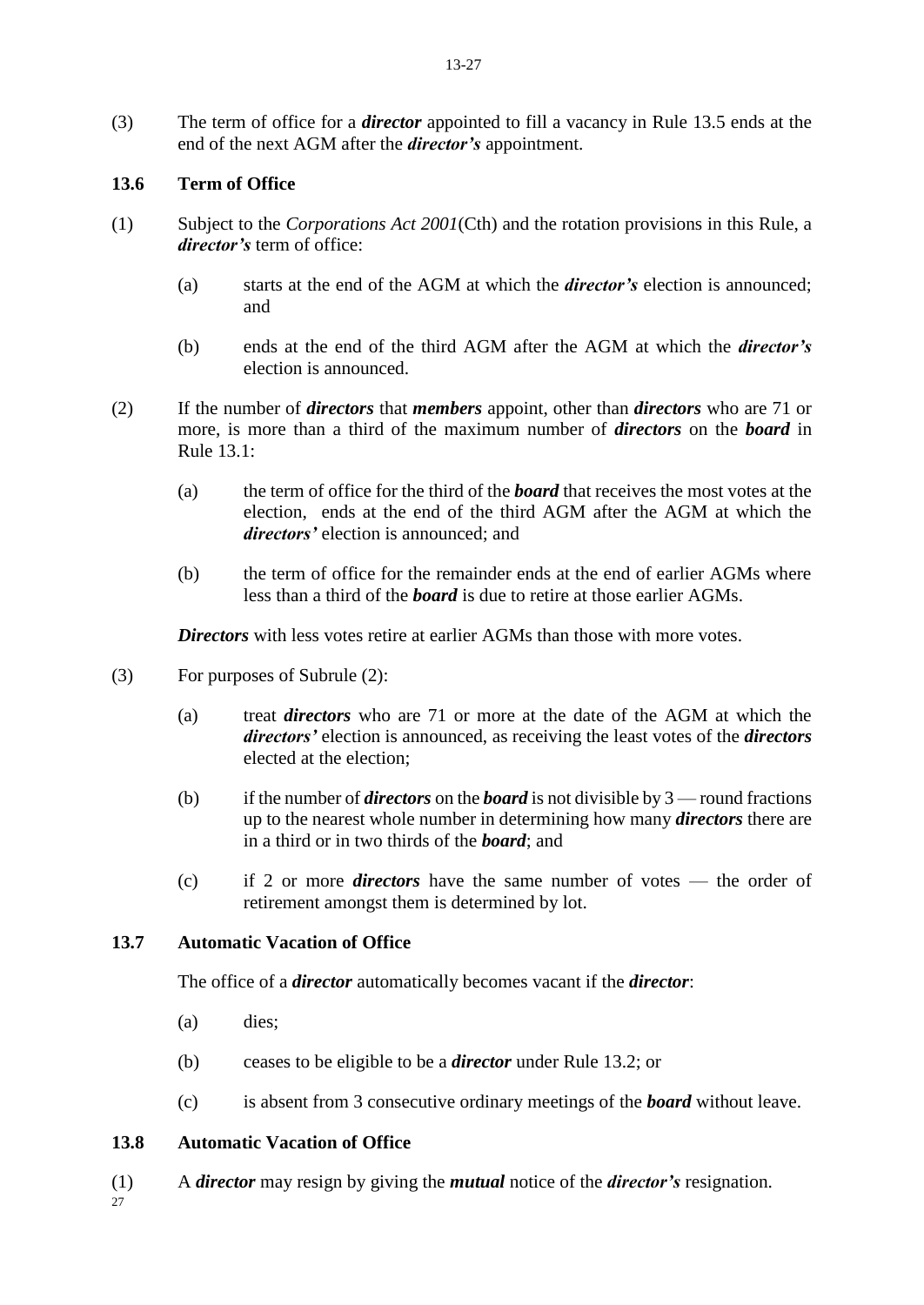(3) The term of office for a ***director*** appointed to fill a vacancy in Rule 13.5 ends at the end of the next AGM after the ***director's*** appointment.

### 13.6 Term of Office

(1) Subject to the *Corporations Act 2001*(Cth) and the rotation provisions in this Rule, a ***director's*** term of office:

  (a) starts at the end of the AGM at which the ***director's*** election is announced; and

  (b) ends at the end of the third AGM after the AGM at which the ***director's*** election is announced.

(2) If the number of ***directors*** that ***members*** appoint, other than ***directors*** who are 71 or more, is more than a third of the maximum number of ***directors*** on the ***board*** in Rule 13.1:

  (a) the term of office for the third of the ***board*** that receives the most votes at the election, ends at the end of the third AGM after the AGM at which the ***directors'*** election is announced; and

  (b) the term of office for the remainder ends at the end of earlier AGMs where less than a third of the ***board*** is due to retire at those earlier AGMs.

***Directors*** with less votes retire at earlier AGMs than those with more votes.

(3) For purposes of Subrule (2):

  (a) treat ***directors*** who are 71 or more at the date of the AGM at which the ***directors'*** election is announced, as receiving the least votes of the ***directors*** elected at the election;

  (b) if the number of ***directors*** on the ***board*** is not divisible by 3 — round fractions up to the nearest whole number in determining how many ***directors*** there are in a third or in two thirds of the ***board***; and

  (c) if 2 or more ***directors*** have the same number of votes — the order of retirement amongst them is determined by lot.

### 13.7 Automatic Vacation of Office

The office of a ***director*** automatically becomes vacant if the ***director***:

  (a) dies;

  (b) ceases to be eligible to be a ***director*** under Rule 13.2; or

  (c) is absent from 3 consecutive ordinary meetings of the ***board*** without leave.

### 13.8 Automatic Vacation of Office

(1) A ***director*** may resign by giving the ***mutual*** notice of the ***director's*** resignation.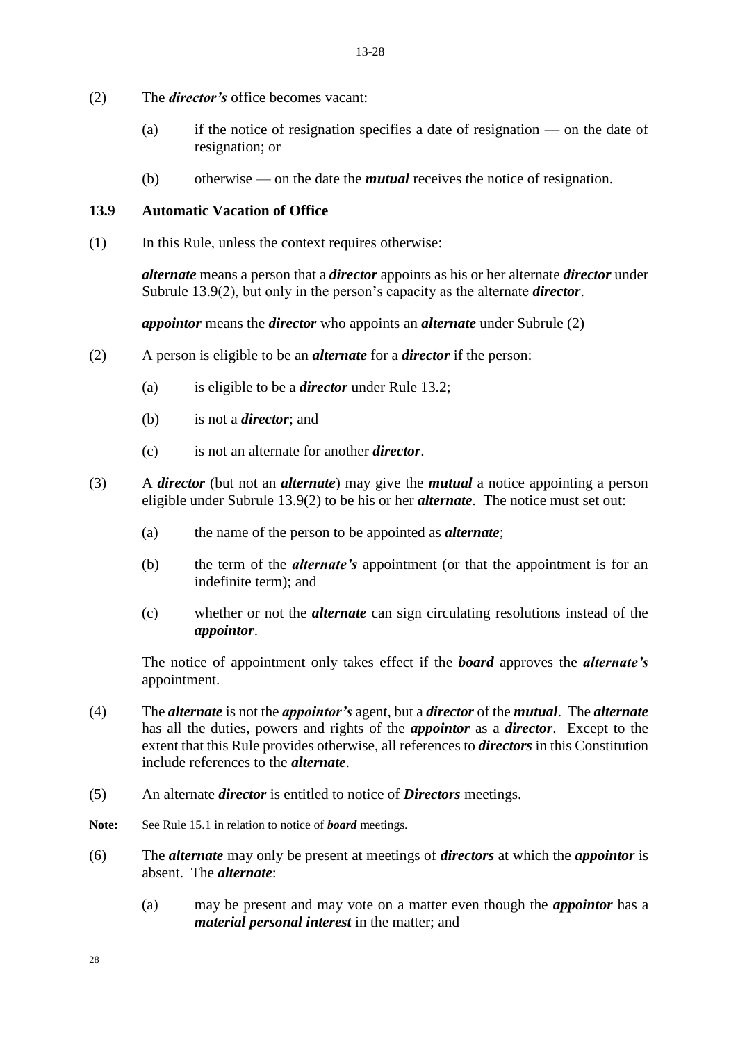(2) The ***director's*** office becomes vacant:

(a) if the notice of resignation specifies a date of resignation — on the date of resignation; or

(b) otherwise — on the date the ***mutual*** receives the notice of resignation.

**13.9 Automatic Vacation of Office**

(1) In this Rule, unless the context requires otherwise:

***alternate*** means a person that a ***director*** appoints as his or her alternate ***director*** under Subrule 13.9(2), but only in the person's capacity as the alternate ***director***.

***appointor*** means the ***director*** who appoints an ***alternate*** under Subrule (2)

(2) A person is eligible to be an ***alternate*** for a ***director*** if the person:

(a) is eligible to be a ***director*** under Rule 13.2;

(b) is not a ***director***; and

(c) is not an alternate for another ***director***.

(3) A ***director*** (but not an ***alternate***) may give the ***mutual*** a notice appointing a person eligible under Subrule 13.9(2) to be his or her ***alternate***. The notice must set out:

(a) the name of the person to be appointed as ***alternate***;

(b) the term of the ***alternate's*** appointment (or that the appointment is for an indefinite term); and

(c) whether or not the ***alternate*** can sign circulating resolutions instead of the ***appointor***.

The notice of appointment only takes effect if the ***board*** approves the ***alternate's*** appointment.

(4) The ***alternate*** is not the ***appointor's*** agent, but a ***director*** of the ***mutual***. The ***alternate*** has all the duties, powers and rights of the ***appointor*** as a ***director***. Except to the extent that this Rule provides otherwise, all references to ***directors*** in this Constitution include references to the ***alternate***.

(5) An alternate ***director*** is entitled to notice of ***Directors*** meetings.

**Note:** See Rule 15.1 in relation to notice of ***board*** meetings.

(6) The ***alternate*** may only be present at meetings of ***directors*** at which the ***appointor*** is absent. The ***alternate***:

(a) may be present and may vote on a matter even though the ***appointor*** has a ***material personal interest*** in the matter; and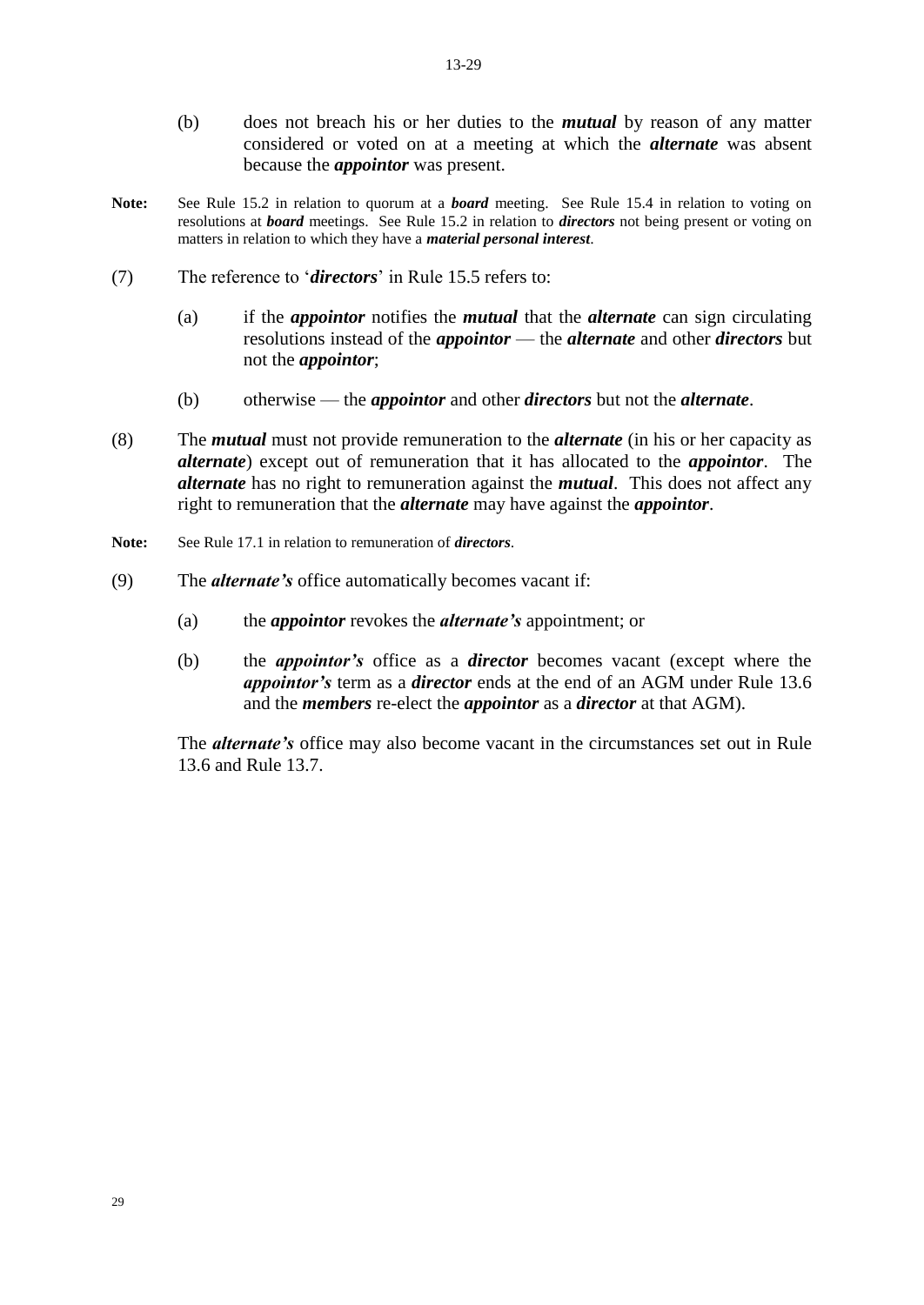(b) does not breach his or her duties to the ***mutual*** by reason of any matter considered or voted on at a meeting at which the ***alternate*** was absent because the ***appointor*** was present.

**Note:** See Rule 15.2 in relation to quorum at a ***board*** meeting. See Rule 15.4 in relation to voting on resolutions at ***board*** meetings. See Rule 15.2 in relation to ***directors*** not being present or voting on matters in relation to which they have a ***material personal interest***.

(7) The reference to '***directors***' in Rule 15.5 refers to:

(a) if the ***appointor*** notifies the ***mutual*** that the ***alternate*** can sign circulating resolutions instead of the ***appointor*** — the ***alternate*** and other ***directors*** but not the ***appointor***;

(b) otherwise — the ***appointor*** and other ***directors*** but not the ***alternate***.

(8) The ***mutual*** must not provide remuneration to the ***alternate*** (in his or her capacity as ***alternate***) except out of remuneration that it has allocated to the ***appointor***. The ***alternate*** has no right to remuneration against the ***mutual***. This does not affect any right to remuneration that the ***alternate*** may have against the ***appointor***.

**Note:** See Rule 17.1 in relation to remuneration of ***directors***.

(9) The ***alternate's*** office automatically becomes vacant if:

(a) the ***appointor*** revokes the ***alternate's*** appointment; or

(b) the ***appointor's*** office as a ***director*** becomes vacant (except where the ***appointor's*** term as a ***director*** ends at the end of an AGM under Rule 13.6 and the ***members*** re-elect the ***appointor*** as a ***director*** at that AGM).

The ***alternate's*** office may also become vacant in the circumstances set out in Rule 13.6 and Rule 13.7.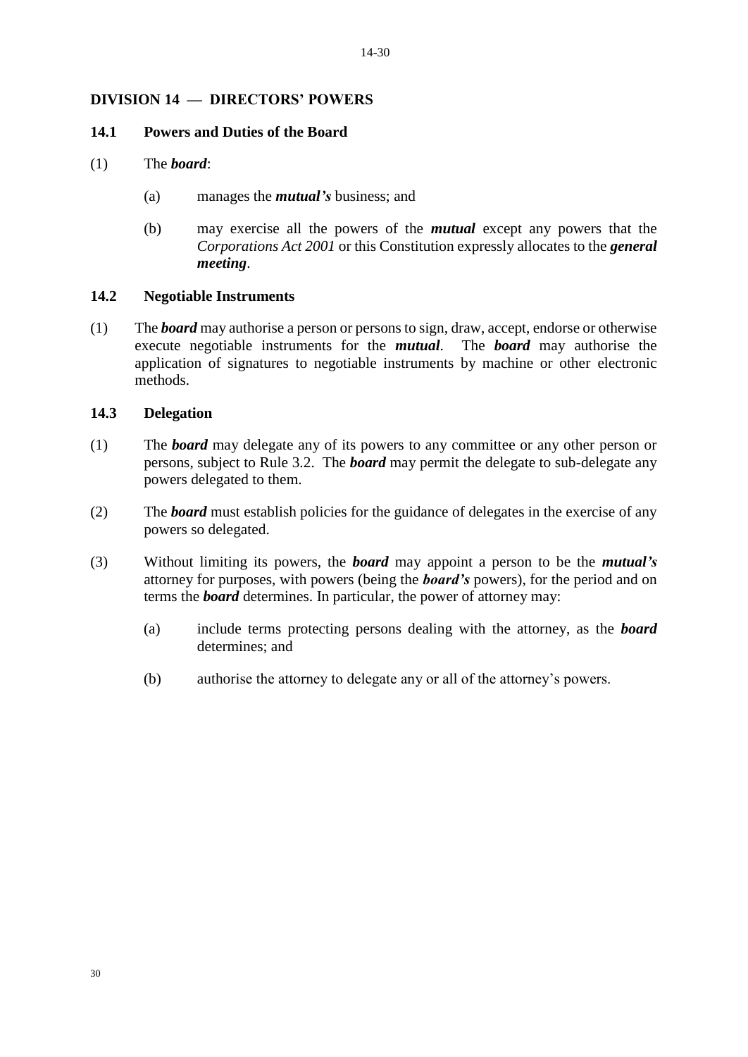## DIVISION 14 — DIRECTORS' POWERS

### 14.1 Powers and Duties of the Board

(1) The ***board***:

(a) manages the ***mutual's*** business; and

(b) may exercise all the powers of the ***mutual*** except any powers that the *Corporations Act 2001* or this Constitution expressly allocates to the ***general meeting***.

### 14.2 Negotiable Instruments

(1) The ***board*** may authorise a person or persons to sign, draw, accept, endorse or otherwise execute negotiable instruments for the ***mutual***. The ***board*** may authorise the application of signatures to negotiable instruments by machine or other electronic methods.

### 14.3 Delegation

(1) The ***board*** may delegate any of its powers to any committee or any other person or persons, subject to Rule 3.2. The ***board*** may permit the delegate to sub-delegate any powers delegated to them.

(2) The ***board*** must establish policies for the guidance of delegates in the exercise of any powers so delegated.

(3) Without limiting its powers, the ***board*** may appoint a person to be the ***mutual's*** attorney for purposes, with powers (being the ***board's*** powers), for the period and on terms the ***board*** determines. In particular, the power of attorney may:

(a) include terms protecting persons dealing with the attorney, as the ***board*** determines; and

(b) authorise the attorney to delegate any or all of the attorney's powers.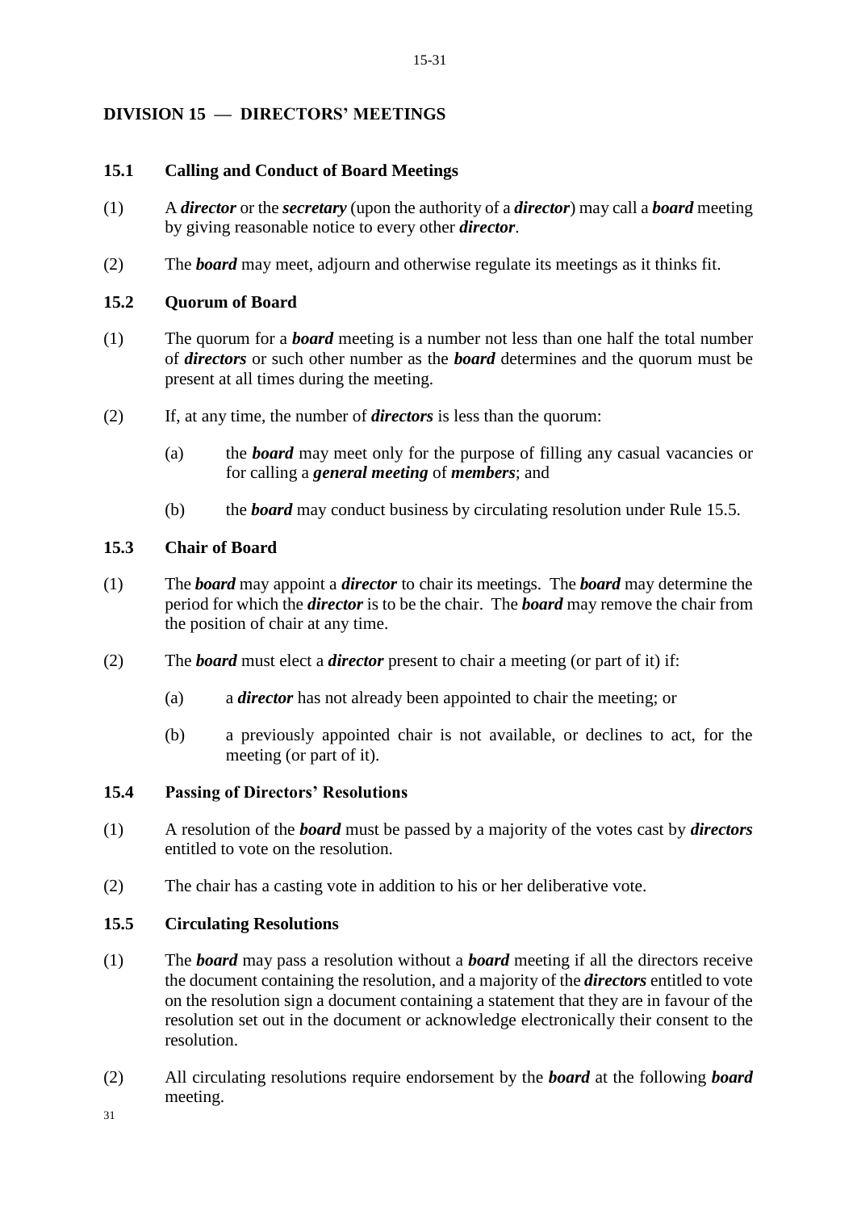## DIVISION 15 — DIRECTORS' MEETINGS

### 15.1 Calling and Conduct of Board Meetings

(1) A ***director*** or the ***secretary*** (upon the authority of a ***director***) may call a ***board*** meeting by giving reasonable notice to every other ***director***.

(2) The ***board*** may meet, adjourn and otherwise regulate its meetings as it thinks fit.

### 15.2 Quorum of Board

(1) The quorum for a ***board*** meeting is a number not less than one half the total number of ***directors*** or such other number as the ***board*** determines and the quorum must be present at all times during the meeting.

(2) If, at any time, the number of ***directors*** is less than the quorum:

(a) the ***board*** may meet only for the purpose of filling any casual vacancies or for calling a ***general meeting*** of ***members***; and

(b) the ***board*** may conduct business by circulating resolution under Rule 15.5.

### 15.3 Chair of Board

(1) The ***board*** may appoint a ***director*** to chair its meetings. The ***board*** may determine the period for which the ***director*** is to be the chair. The ***board*** may remove the chair from the position of chair at any time.

(2) The ***board*** must elect a ***director*** present to chair a meeting (or part of it) if:

(a) a ***director*** has not already been appointed to chair the meeting; or

(b) a previously appointed chair is not available, or declines to act, for the meeting (or part of it).

### 15.4 Passing of Directors' Resolutions

(1) A resolution of the ***board*** must be passed by a majority of the votes cast by ***directors*** entitled to vote on the resolution.

(2) The chair has a casting vote in addition to his or her deliberative vote.

### 15.5 Circulating Resolutions

(1) The ***board*** may pass a resolution without a ***board*** meeting if all the directors receive the document containing the resolution, and a majority of the ***directors*** entitled to vote on the resolution sign a document containing a statement that they are in favour of the resolution set out in the document or acknowledge electronically their consent to the resolution.

(2) All circulating resolutions require endorsement by the ***board*** at the following ***board*** meeting.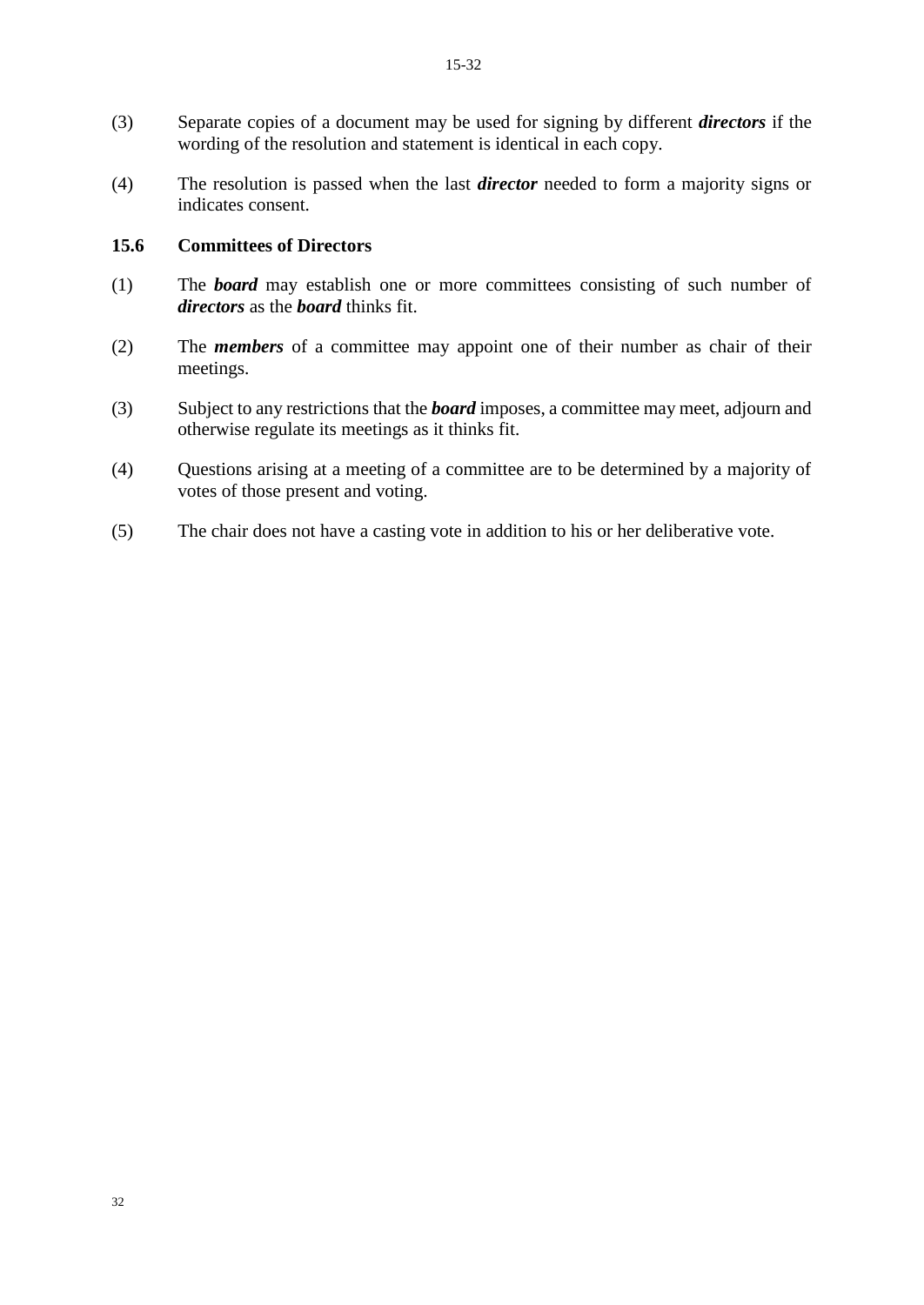(3) Separate copies of a document may be used for signing by different ***directors*** if the wording of the resolution and statement is identical in each copy.

(4) The resolution is passed when the last ***director*** needed to form a majority signs or indicates consent.

### 15.6 Committees of Directors

(1) The ***board*** may establish one or more committees consisting of such number of ***directors*** as the ***board*** thinks fit.

(2) The ***members*** of a committee may appoint one of their number as chair of their meetings.

(3) Subject to any restrictions that the ***board*** imposes, a committee may meet, adjourn and otherwise regulate its meetings as it thinks fit.

(4) Questions arising at a meeting of a committee are to be determined by a majority of votes of those present and voting.

(5) The chair does not have a casting vote in addition to his or her deliberative vote.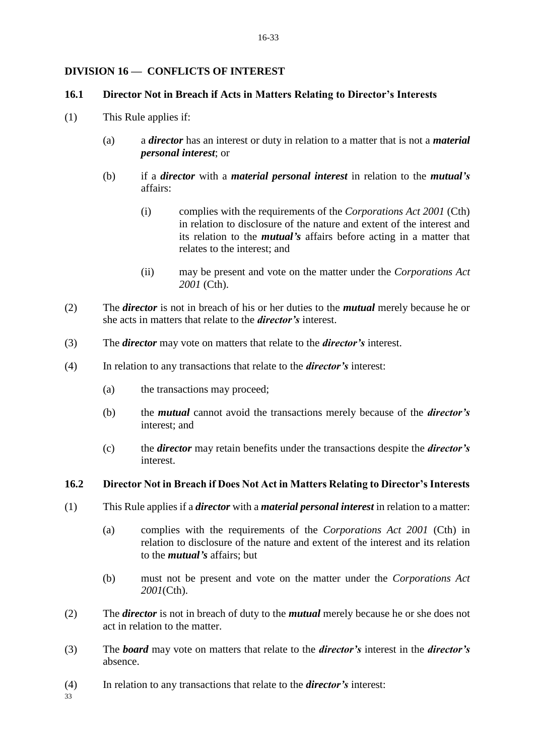## DIVISION 16 — CONFLICTS OF INTEREST

### 16.1 Director Not in Breach if Acts in Matters Relating to Director's Interests

(1) This Rule applies if:

(a) a ***director*** has an interest or duty in relation to a matter that is not a ***material personal interest***; or

(b) if a ***director*** with a ***material personal interest*** in relation to the ***mutual's*** affairs:

(i) complies with the requirements of the *Corporations Act 2001* (Cth) in relation to disclosure of the nature and extent of the interest and its relation to the ***mutual's*** affairs before acting in a matter that relates to the interest; and

(ii) may be present and vote on the matter under the *Corporations Act 2001* (Cth).

(2) The ***director*** is not in breach of his or her duties to the ***mutual*** merely because he or she acts in matters that relate to the ***director's*** interest.

(3) The ***director*** may vote on matters that relate to the ***director's*** interest.

(4) In relation to any transactions that relate to the ***director's*** interest:

(a) the transactions may proceed;

(b) the ***mutual*** cannot avoid the transactions merely because of the ***director's*** interest; and

(c) the ***director*** may retain benefits under the transactions despite the ***director's*** interest.

### 16.2 Director Not in Breach if Does Not Act in Matters Relating to Director's Interests

(1) This Rule applies if a ***director*** with a ***material personal interest*** in relation to a matter:

(a) complies with the requirements of the *Corporations Act 2001* (Cth) in relation to disclosure of the nature and extent of the interest and its relation to the ***mutual's*** affairs; but

(b) must not be present and vote on the matter under the *Corporations Act 2001*(Cth).

(2) The ***director*** is not in breach of duty to the ***mutual*** merely because he or she does not act in relation to the matter.

(3) The ***board*** may vote on matters that relate to the ***director's*** interest in the ***director's*** absence.

(4) In relation to any transactions that relate to the ***director's*** interest: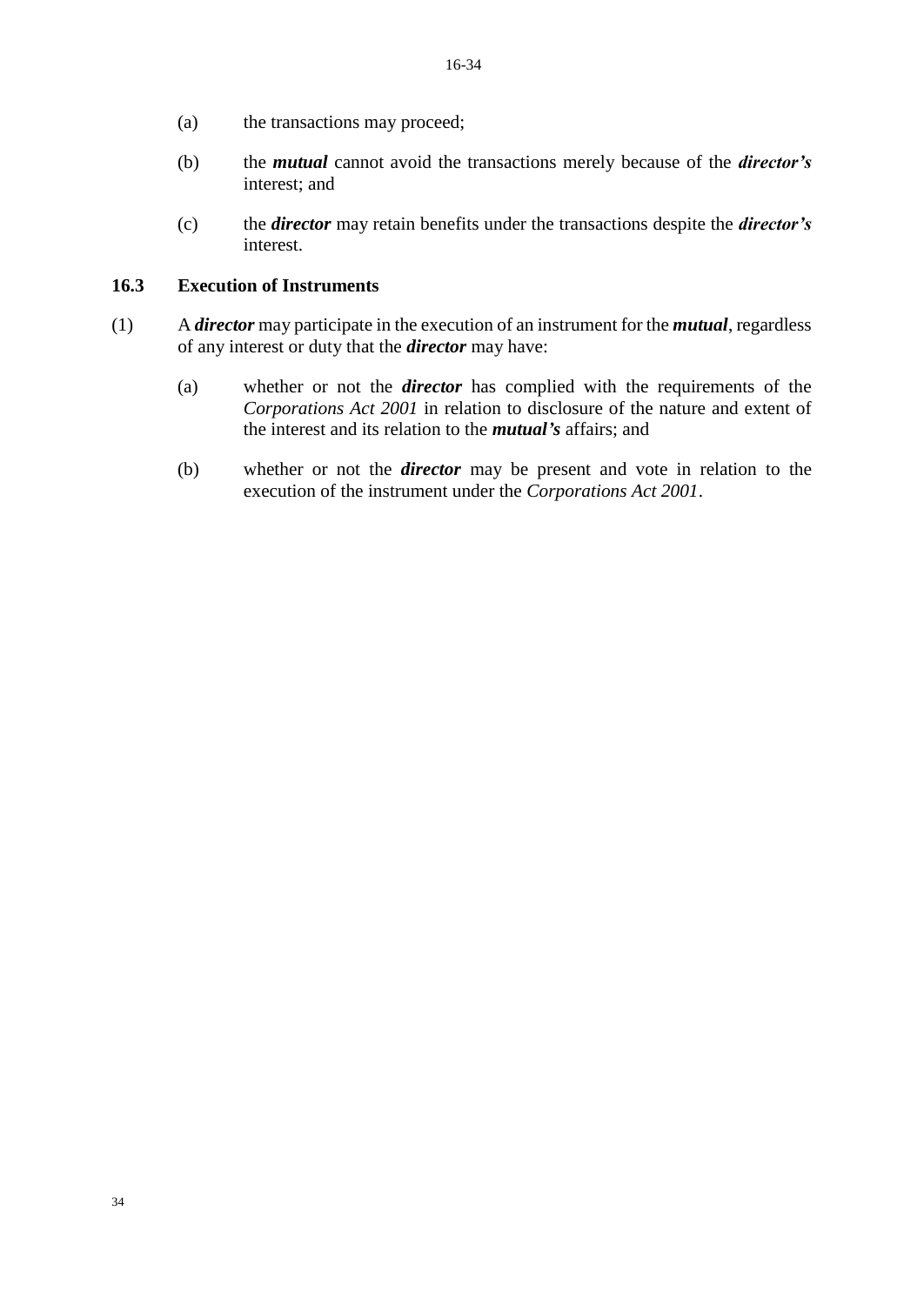(a) the transactions may proceed;

(b) the ***mutual*** cannot avoid the transactions merely because of the ***director's*** interest; and

(c) the ***director*** may retain benefits under the transactions despite the ***director's*** interest.

### 16.3 Execution of Instruments

(1) A ***director*** may participate in the execution of an instrument for the ***mutual***, regardless of any interest or duty that the ***director*** may have:

(a) whether or not the ***director*** has complied with the requirements of the *Corporations Act 2001* in relation to disclosure of the nature and extent of the interest and its relation to the ***mutual's*** affairs; and

(b) whether or not the ***director*** may be present and vote in relation to the execution of the instrument under the *Corporations Act 2001*.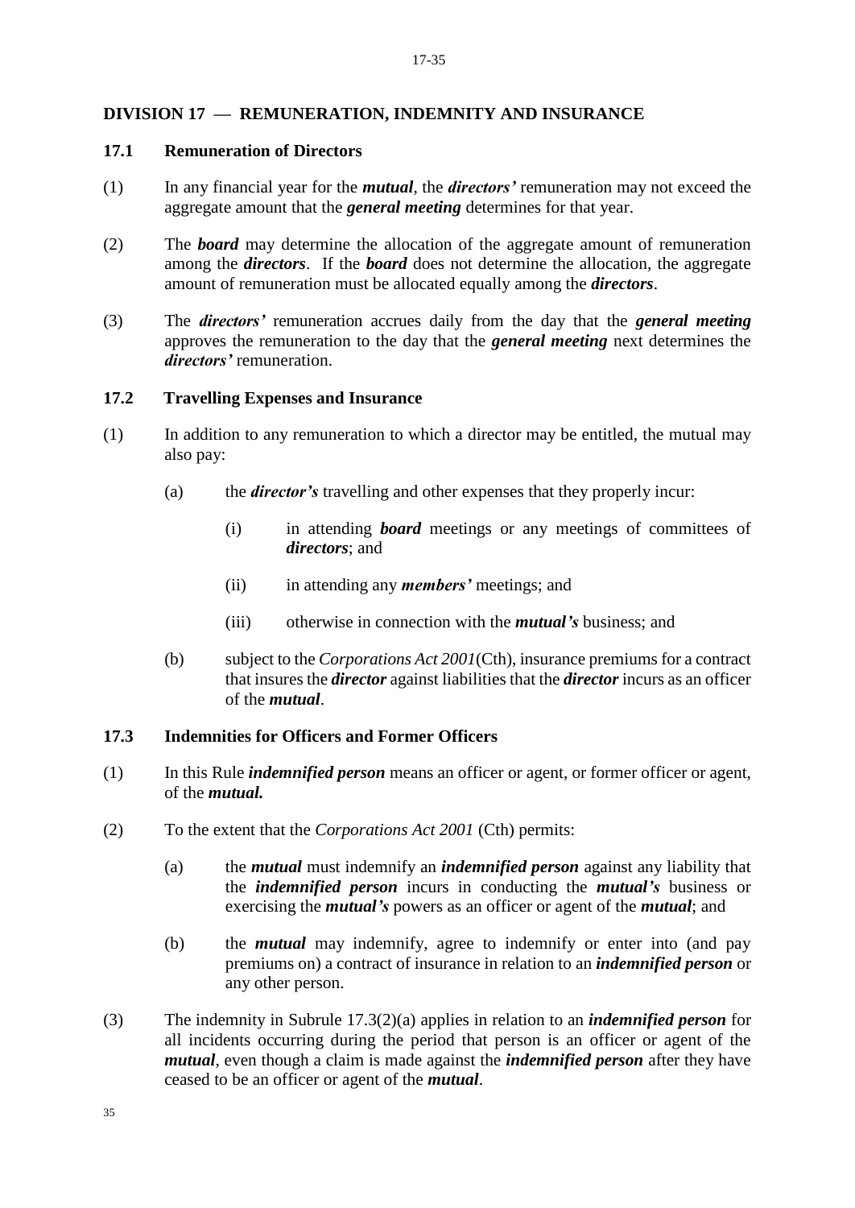## DIVISION 17 — REMUNERATION, INDEMNITY AND INSURANCE

### 17.1 Remuneration of Directors

(1) In any financial year for the ***mutual***, the ***directors'*** remuneration may not exceed the aggregate amount that the ***general meeting*** determines for that year.

(2) The ***board*** may determine the allocation of the aggregate amount of remuneration among the ***directors***. If the ***board*** does not determine the allocation, the aggregate amount of remuneration must be allocated equally among the ***directors***.

(3) The ***directors'*** remuneration accrues daily from the day that the ***general meeting*** approves the remuneration to the day that the ***general meeting*** next determines the ***directors'*** remuneration.

### 17.2 Travelling Expenses and Insurance

(1) In addition to any remuneration to which a director may be entitled, the mutual may also pay:

 (a) the ***director's*** travelling and other expenses that they properly incur:

  (i) in attending ***board*** meetings or any meetings of committees of ***directors***; and

  (ii) in attending any ***members'*** meetings; and

  (iii) otherwise in connection with the ***mutual's*** business; and

 (b) subject to the *Corporations Act 2001*(Cth), insurance premiums for a contract that insures the ***director*** against liabilities that the ***director*** incurs as an officer of the ***mutual***.

### 17.3 Indemnities for Officers and Former Officers

(1) In this Rule ***indemnified person*** means an officer or agent, or former officer or agent, of the ***mutual.***

(2) To the extent that the *Corporations Act 2001* (Cth) permits:

 (a) the ***mutual*** must indemnify an ***indemnified person*** against any liability that the ***indemnified person*** incurs in conducting the ***mutual's*** business or exercising the ***mutual's*** powers as an officer or agent of the ***mutual***; and

 (b) the ***mutual*** may indemnify, agree to indemnify or enter into (and pay premiums on) a contract of insurance in relation to an ***indemnified person*** or any other person.

(3) The indemnity in Subrule 17.3(2)(a) applies in relation to an ***indemnified person*** for all incidents occurring during the period that person is an officer or agent of the ***mutual***, even though a claim is made against the ***indemnified person*** after they have ceased to be an officer or agent of the ***mutual***.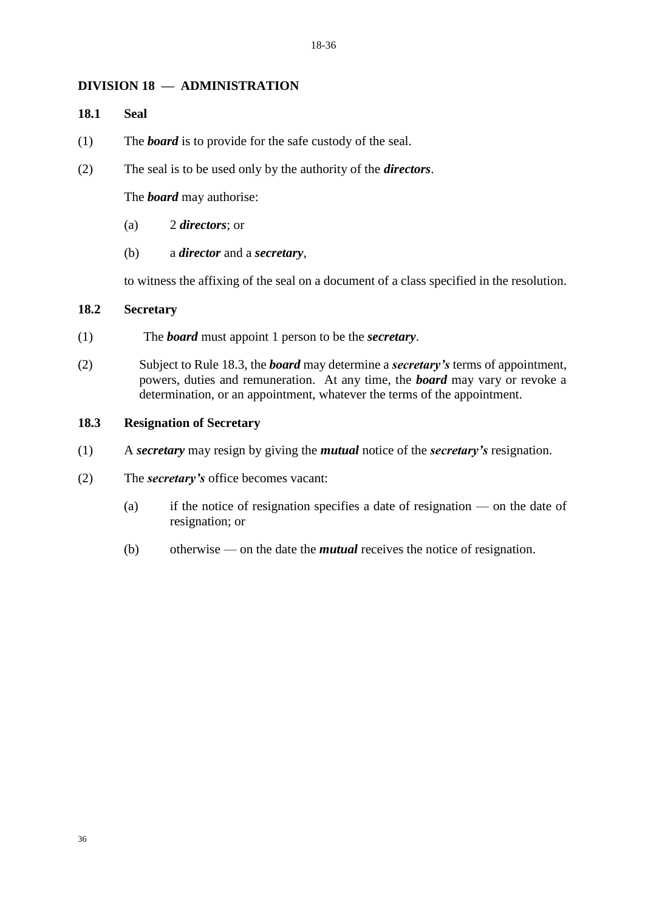## DIVISION 18 — ADMINISTRATION

### 18.1 Seal

(1) The ***board*** is to provide for the safe custody of the seal.

(2) The seal is to be used only by the authority of the ***directors***.

The ***board*** may authorise:

(a) 2 ***directors***; or

(b) a ***director*** and a ***secretary***,

to witness the affixing of the seal on a document of a class specified in the resolution.

### 18.2 Secretary

(1) The ***board*** must appoint 1 person to be the ***secretary***.

(2) Subject to Rule 18.3, the ***board*** may determine a ***secretary's*** terms of appointment, powers, duties and remuneration. At any time, the ***board*** may vary or revoke a determination, or an appointment, whatever the terms of the appointment.

### 18.3 Resignation of Secretary

(1) A ***secretary*** may resign by giving the ***mutual*** notice of the ***secretary's*** resignation.

(2) The ***secretary's*** office becomes vacant:

(a) if the notice of resignation specifies a date of resignation — on the date of resignation; or

(b) otherwise — on the date the ***mutual*** receives the notice of resignation.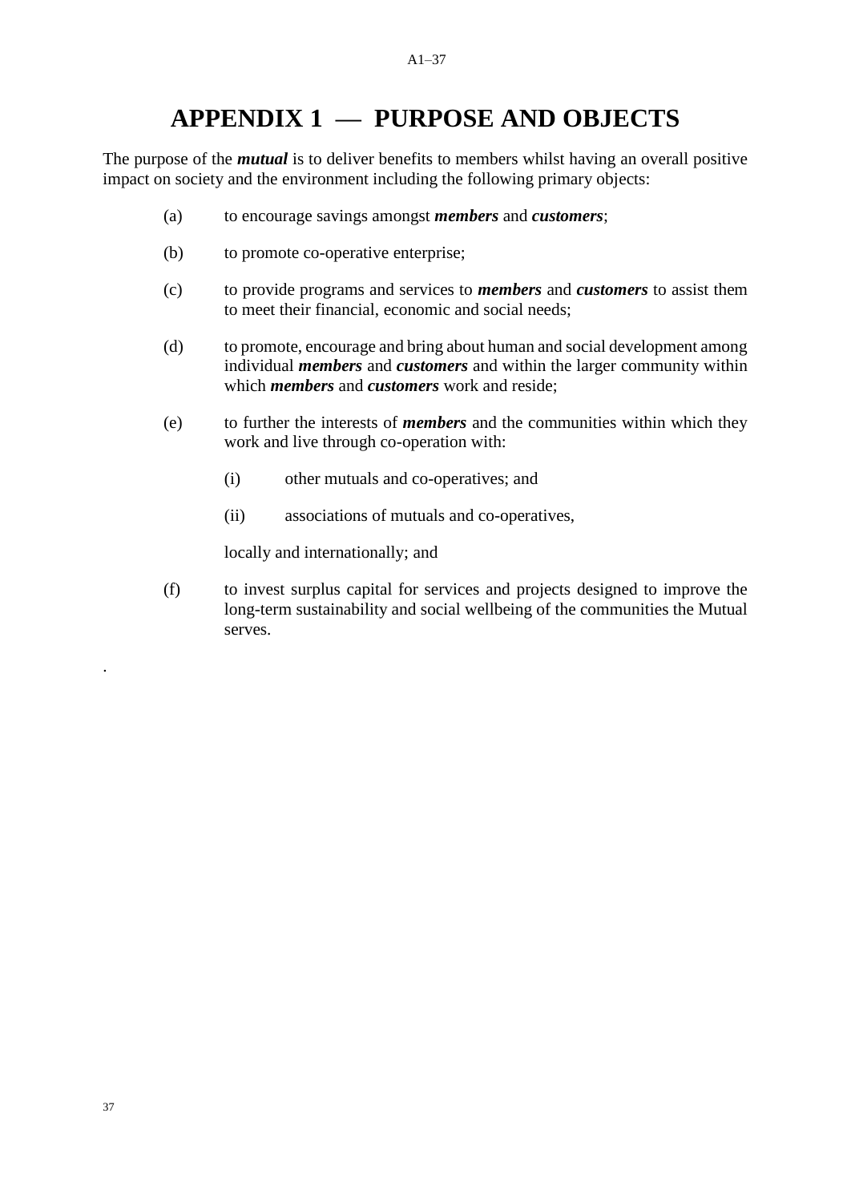# APPENDIX 1 — PURPOSE AND OBJECTS

The purpose of the ***mutual*** is to deliver benefits to members whilst having an overall positive impact on society and the environment including the following primary objects:

(a) to encourage savings amongst ***members*** and ***customers***;

(b) to promote co-operative enterprise;

(c) to provide programs and services to ***members*** and ***customers*** to assist them to meet their financial, economic and social needs;

(d) to promote, encourage and bring about human and social development among individual ***members*** and ***customers*** and within the larger community within which ***members*** and ***customers*** work and reside;

(e) to further the interests of ***members*** and the communities within which they work and live through co-operation with:

  (i) other mutuals and co-operatives; and

  (ii) associations of mutuals and co-operatives,

  locally and internationally; and

(f) to invest surplus capital for services and projects designed to improve the long-term sustainability and social wellbeing of the communities the Mutual serves.

.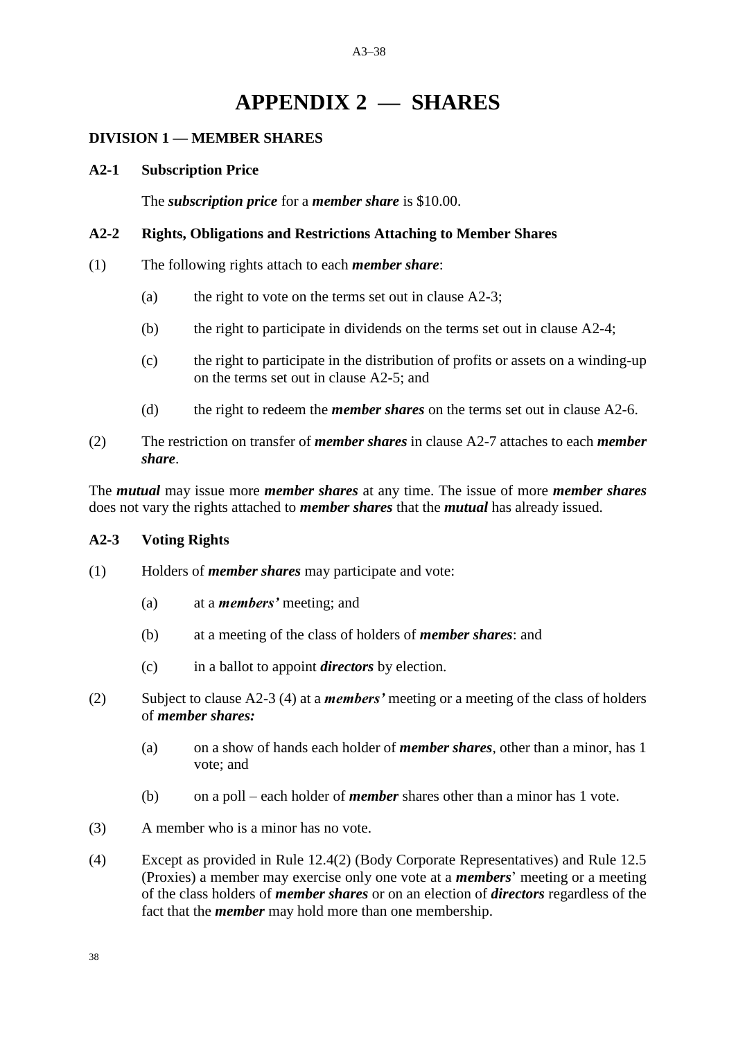# APPENDIX 2 — SHARES

## DIVISION 1 — MEMBER SHARES

### A2-1 Subscription Price

The ***subscription price*** for a ***member share*** is $10.00.

### A2-2 Rights, Obligations and Restrictions Attaching to Member Shares

(1) The following rights attach to each ***member share***:

(a) the right to vote on the terms set out in clause A2-3;

(b) the right to participate in dividends on the terms set out in clause A2-4;

(c) the right to participate in the distribution of profits or assets on a winding-up on the terms set out in clause A2-5; and

(d) the right to redeem the ***member shares*** on the terms set out in clause A2-6.

(2) The restriction on transfer of ***member shares*** in clause A2-7 attaches to each ***member share***.

The ***mutual*** may issue more ***member shares*** at any time. The issue of more ***member shares*** does not vary the rights attached to ***member shares*** that the ***mutual*** has already issued.

### A2-3 Voting Rights

(1) Holders of ***member shares*** may participate and vote:

(a) at a ***members'*** meeting; and

(b) at a meeting of the class of holders of ***member shares***: and

(c) in a ballot to appoint ***directors*** by election.

(2) Subject to clause A2-3 (4) at a ***members'*** meeting or a meeting of the class of holders of ***member shares:***

(a) on a show of hands each holder of ***member shares***, other than a minor, has 1 vote; and

(b) on a poll – each holder of ***member*** shares other than a minor has 1 vote.

(3) A member who is a minor has no vote.

(4) Except as provided in Rule 12.4(2) (Body Corporate Representatives) and Rule 12.5 (Proxies) a member may exercise only one vote at a ***members***' meeting or a meeting of the class holders of ***member shares*** or on an election of ***directors*** regardless of the fact that the ***member*** may hold more than one membership.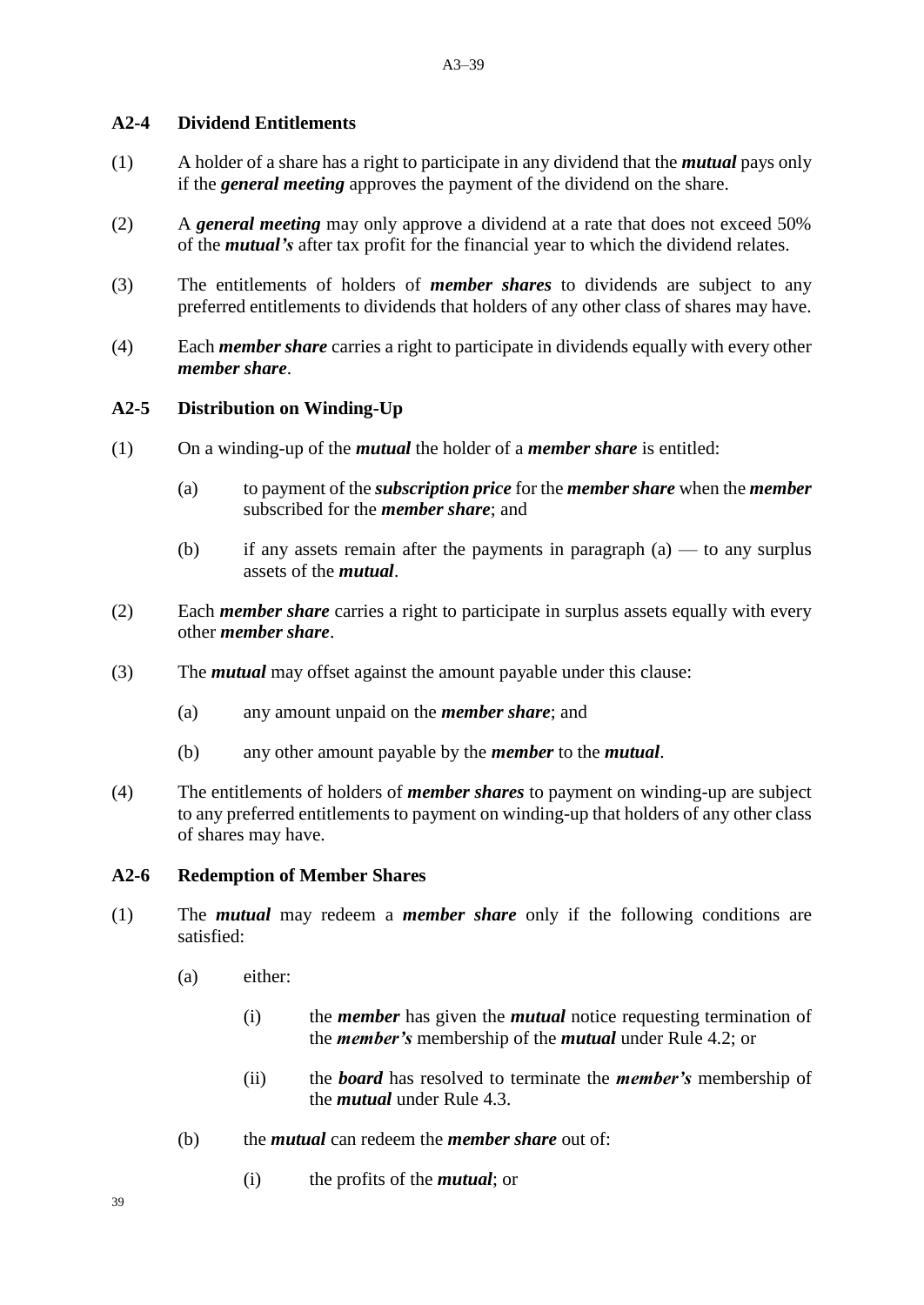## A2-4 Dividend Entitlements

(1) A holder of a share has a right to participate in any dividend that the ***mutual*** pays only if the ***general meeting*** approves the payment of the dividend on the share.

(2) A ***general meeting*** may only approve a dividend at a rate that does not exceed 50% of the ***mutual's*** after tax profit for the financial year to which the dividend relates.

(3) The entitlements of holders of ***member shares*** to dividends are subject to any preferred entitlements to dividends that holders of any other class of shares may have.

(4) Each ***member share*** carries a right to participate in dividends equally with every other ***member share***.

## A2-5 Distribution on Winding-Up

(1) On a winding-up of the ***mutual*** the holder of a ***member share*** is entitled:

   (a) to payment of the ***subscription price*** for the ***member share*** when the ***member*** subscribed for the ***member share***; and

   (b) if any assets remain after the payments in paragraph (a) — to any surplus assets of the ***mutual***.

(2) Each ***member share*** carries a right to participate in surplus assets equally with every other ***member share***.

(3) The ***mutual*** may offset against the amount payable under this clause:

   (a) any amount unpaid on the ***member share***; and

   (b) any other amount payable by the ***member*** to the ***mutual***.

(4) The entitlements of holders of ***member shares*** to payment on winding-up are subject to any preferred entitlements to payment on winding-up that holders of any other class of shares may have.

## A2-6 Redemption of Member Shares

(1) The ***mutual*** may redeem a ***member share*** only if the following conditions are satisfied:

   (a) either:

      (i) the ***member*** has given the ***mutual*** notice requesting termination of the ***member's*** membership of the ***mutual*** under Rule 4.2; or

      (ii) the ***board*** has resolved to terminate the ***member's*** membership of the ***mutual*** under Rule 4.3.

   (b) the ***mutual*** can redeem the ***member share*** out of:

      (i) the profits of the ***mutual***; or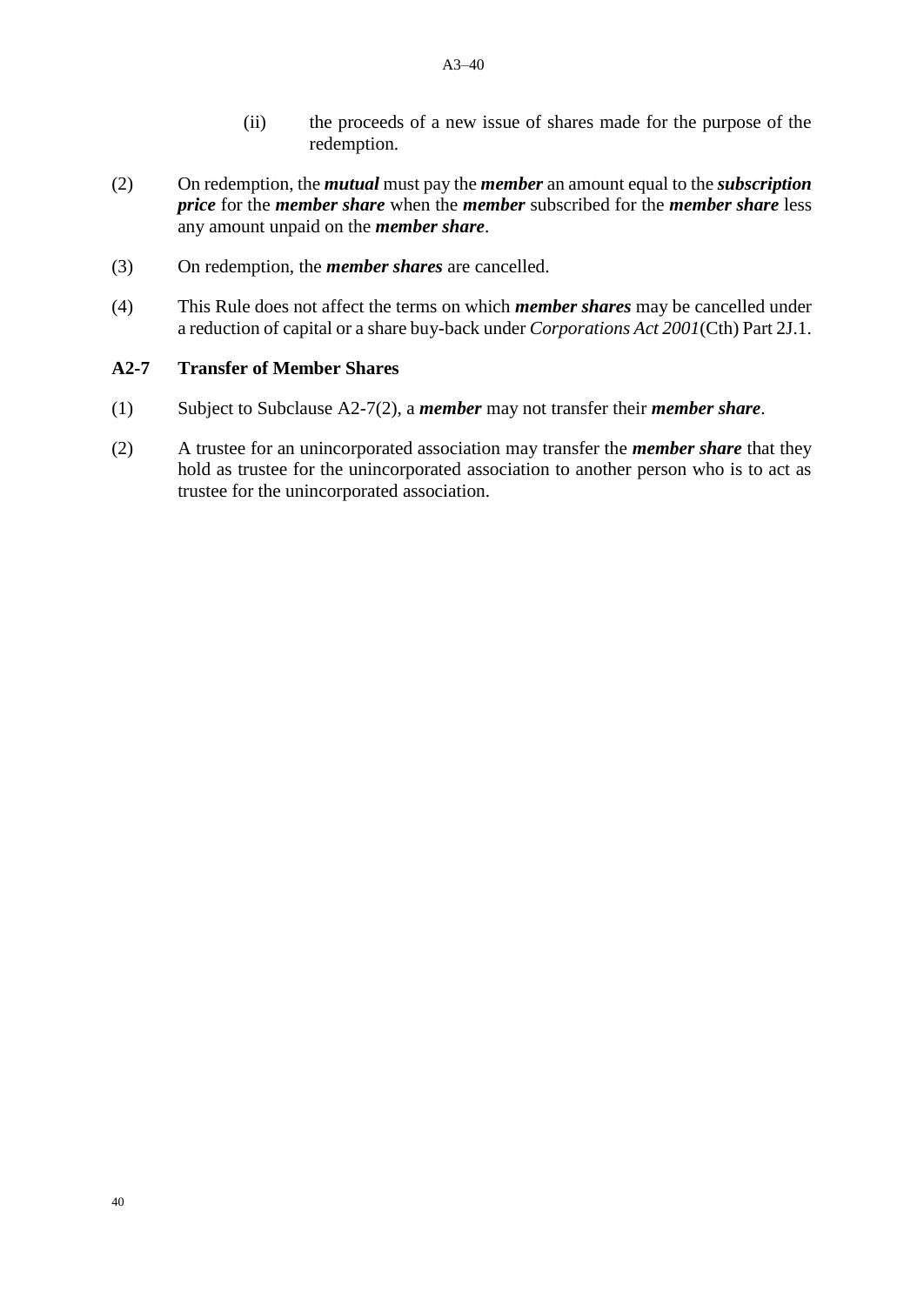(ii) the proceeds of a new issue of shares made for the purpose of the redemption.

(2) On redemption, the ***mutual*** must pay the ***member*** an amount equal to the ***subscription price*** for the ***member share*** when the ***member*** subscribed for the ***member share*** less any amount unpaid on the ***member share***.

(3) On redemption, the ***member shares*** are cancelled.

(4) This Rule does not affect the terms on which ***member shares*** may be cancelled under a reduction of capital or a share buy-back under *Corporations Act 2001*(Cth) Part 2J.1.

### A2-7 Transfer of Member Shares

(1) Subject to Subclause A2-7(2), a ***member*** may not transfer their ***member share***.

(2) A trustee for an unincorporated association may transfer the ***member share*** that they hold as trustee for the unincorporated association to another person who is to act as trustee for the unincorporated association.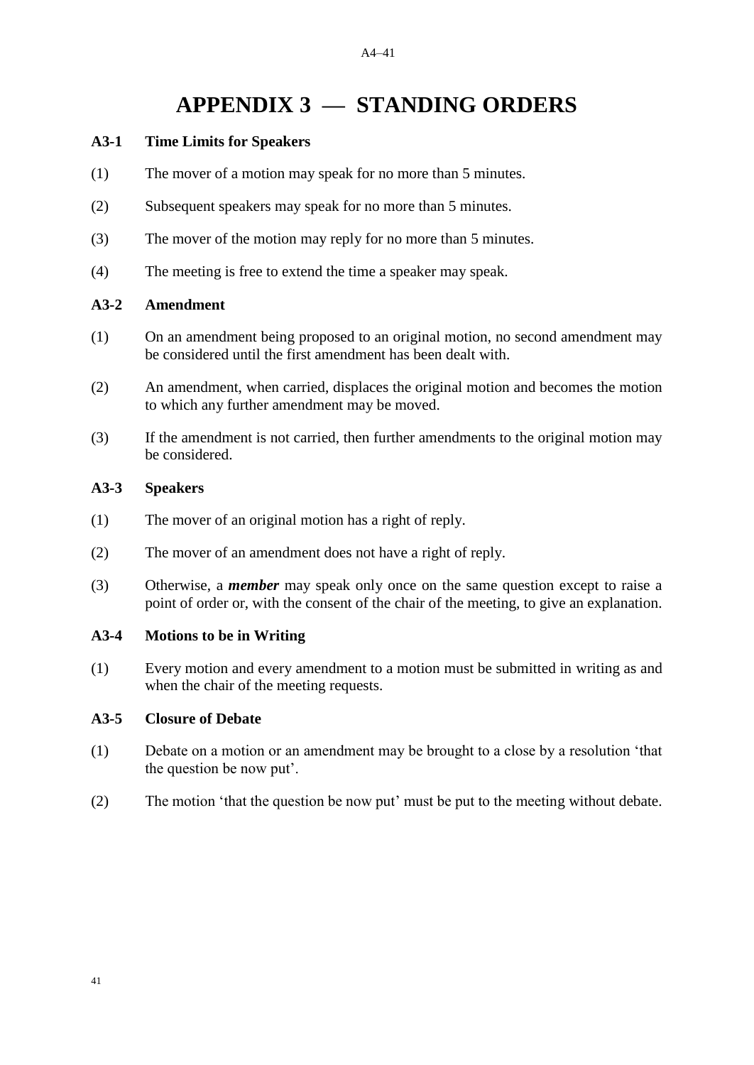# APPENDIX 3 — STANDING ORDERS

### A3-1 Time Limits for Speakers

(1) The mover of a motion may speak for no more than 5 minutes.

(2) Subsequent speakers may speak for no more than 5 minutes.

(3) The mover of the motion may reply for no more than 5 minutes.

(4) The meeting is free to extend the time a speaker may speak.

### A3-2 Amendment

(1) On an amendment being proposed to an original motion, no second amendment may be considered until the first amendment has been dealt with.

(2) An amendment, when carried, displaces the original motion and becomes the motion to which any further amendment may be moved.

(3) If the amendment is not carried, then further amendments to the original motion may be considered.

### A3-3 Speakers

(1) The mover of an original motion has a right of reply.

(2) The mover of an amendment does not have a right of reply.

(3) Otherwise, a ***member*** may speak only once on the same question except to raise a point of order or, with the consent of the chair of the meeting, to give an explanation.

### A3-4 Motions to be in Writing

(1) Every motion and every amendment to a motion must be submitted in writing as and when the chair of the meeting requests.

### A3-5 Closure of Debate

(1) Debate on a motion or an amendment may be brought to a close by a resolution 'that the question be now put'.

(2) The motion 'that the question be now put' must be put to the meeting without debate.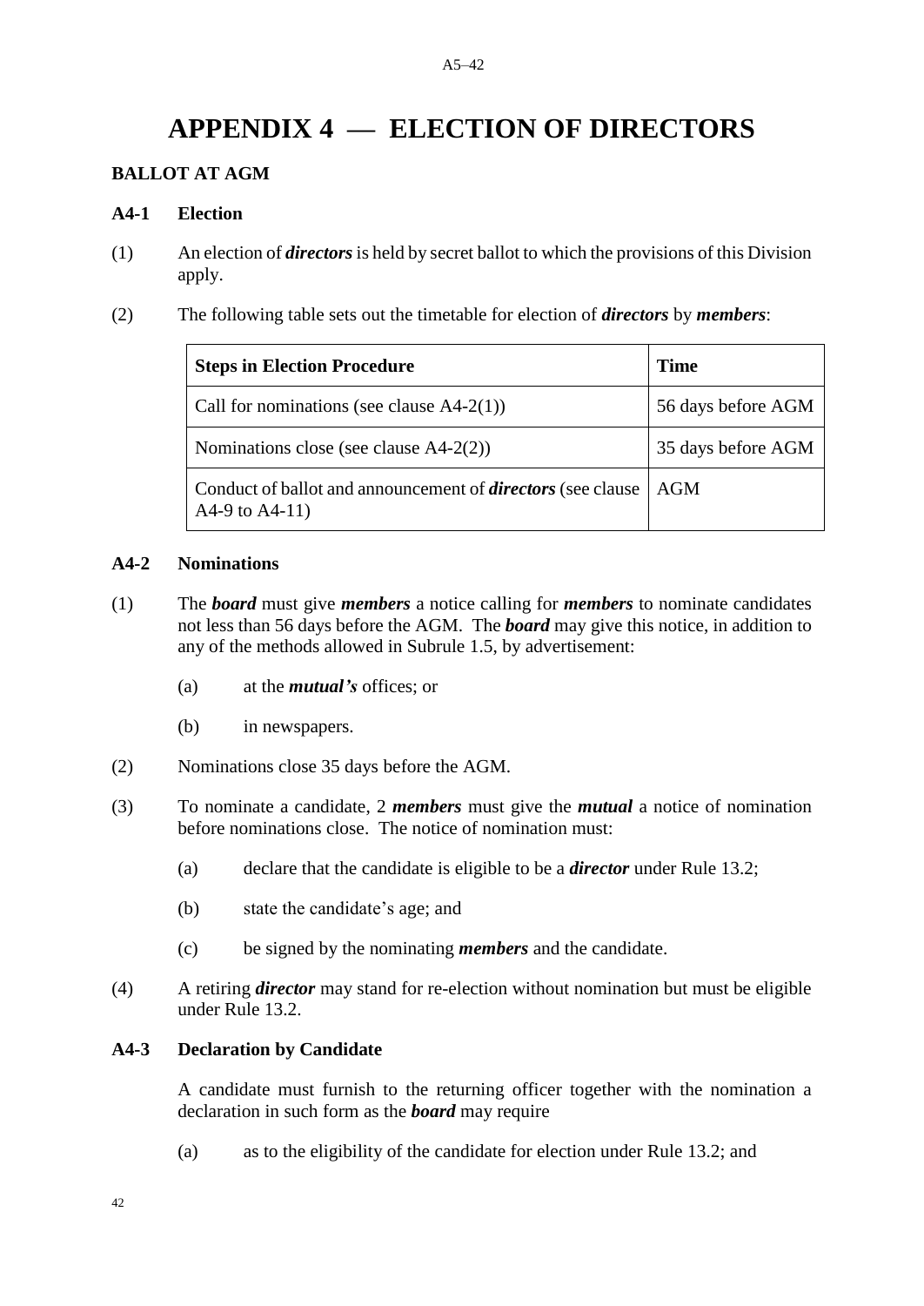# APPENDIX 4 — ELECTION OF DIRECTORS

## BALLOT AT AGM

### A4-1 Election

(1) An election of ***directors*** is held by secret ballot to which the provisions of this Division apply.

(2) The following table sets out the timetable for election of ***directors*** by ***members***:

| Steps in Election Procedure | Time |
|---|---|
| Call for nominations (see clause A4-2(1)) | 56 days before AGM |
| Nominations close (see clause A4-2(2)) | 35 days before AGM |
| Conduct of ballot and announcement of ***directors*** (see clause A4-9 to A4-11) | AGM |

### A4-2 Nominations

(1) The ***board*** must give ***members*** a notice calling for ***members*** to nominate candidates not less than 56 days before the AGM. The ***board*** may give this notice, in addition to any of the methods allowed in Subrule 1.5, by advertisement:

- (a) at the ***mutual's*** offices; or
- (b) in newspapers.

(2) Nominations close 35 days before the AGM.

(3) To nominate a candidate, 2 ***members*** must give the ***mutual*** a notice of nomination before nominations close. The notice of nomination must:

- (a) declare that the candidate is eligible to be a ***director*** under Rule 13.2;
- (b) state the candidate's age; and
- (c) be signed by the nominating ***members*** and the candidate.

(4) A retiring ***director*** may stand for re-election without nomination but must be eligible under Rule 13.2.

### A4-3 Declaration by Candidate

A candidate must furnish to the returning officer together with the nomination a declaration in such form as the ***board*** may require

- (a) as to the eligibility of the candidate for election under Rule 13.2; and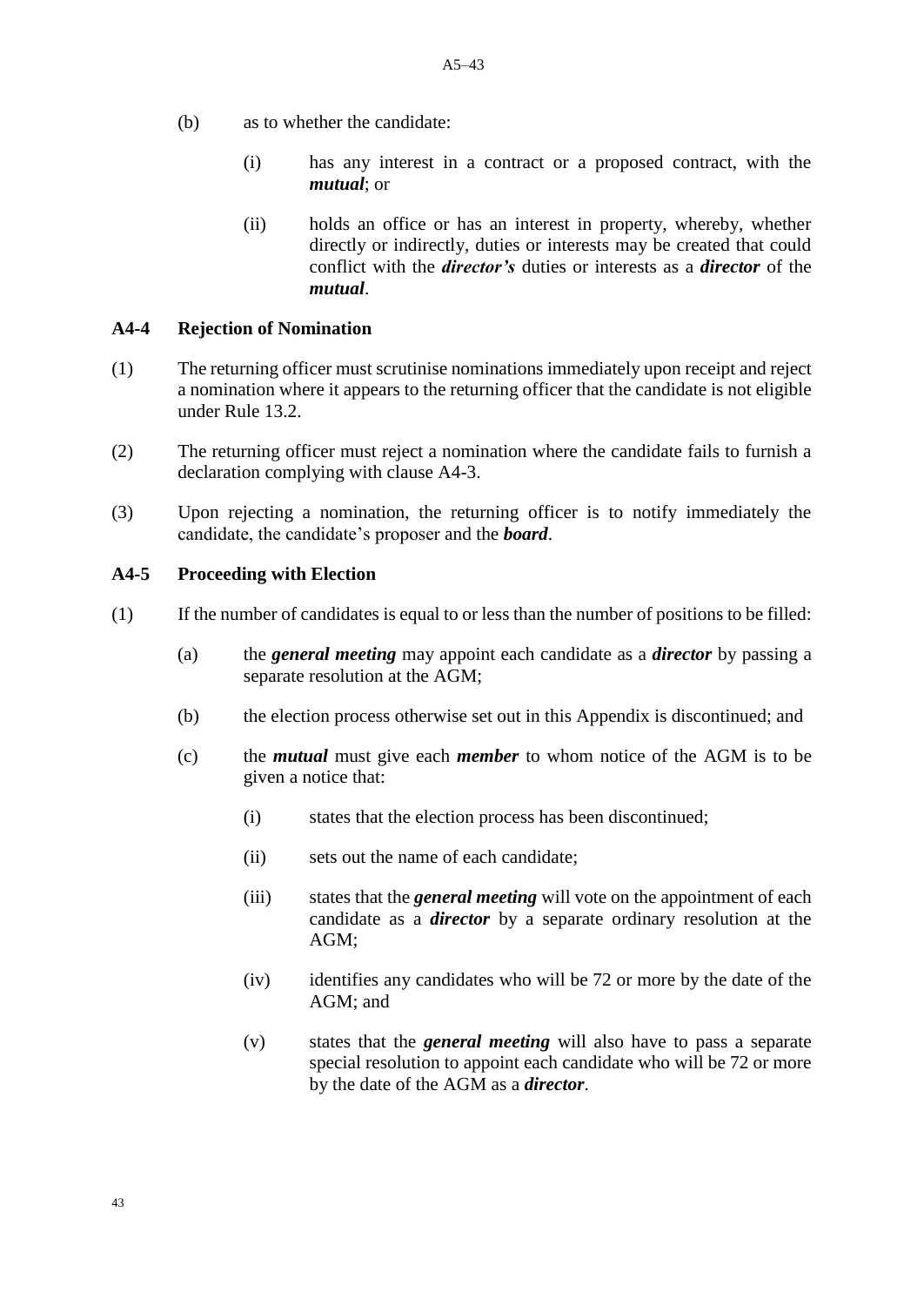(b) as to whether the candidate:

(i) has any interest in a contract or a proposed contract, with the ***mutual***; or

(ii) holds an office or has an interest in property, whereby, whether directly or indirectly, duties or interests may be created that could conflict with the ***director's*** duties or interests as a ***director*** of the ***mutual***.

### A4-4 Rejection of Nomination

(1) The returning officer must scrutinise nominations immediately upon receipt and reject a nomination where it appears to the returning officer that the candidate is not eligible under Rule 13.2.

(2) The returning officer must reject a nomination where the candidate fails to furnish a declaration complying with clause A4-3.

(3) Upon rejecting a nomination, the returning officer is to notify immediately the candidate, the candidate's proposer and the ***board***.

### A4-5 Proceeding with Election

(1) If the number of candidates is equal to or less than the number of positions to be filled:

(a) the ***general meeting*** may appoint each candidate as a ***director*** by passing a separate resolution at the AGM;

(b) the election process otherwise set out in this Appendix is discontinued; and

(c) the ***mutual*** must give each ***member*** to whom notice of the AGM is to be given a notice that:

(i) states that the election process has been discontinued;

(ii) sets out the name of each candidate;

(iii) states that the ***general meeting*** will vote on the appointment of each candidate as a ***director*** by a separate ordinary resolution at the AGM;

(iv) identifies any candidates who will be 72 or more by the date of the AGM; and

(v) states that the ***general meeting*** will also have to pass a separate special resolution to appoint each candidate who will be 72 or more by the date of the AGM as a ***director***.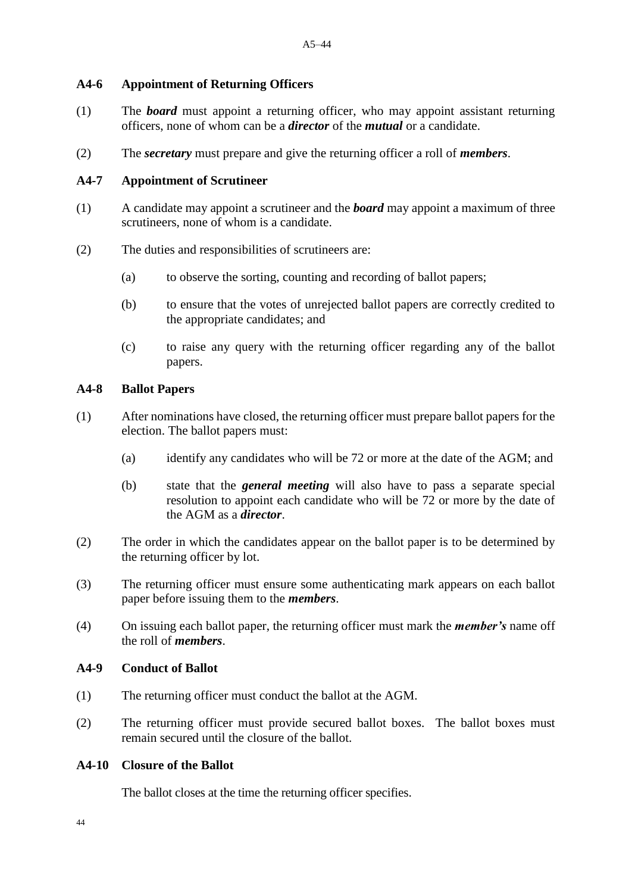### A4-6 Appointment of Returning Officers

(1) The ***board*** must appoint a returning officer, who may appoint assistant returning officers, none of whom can be a ***director*** of the ***mutual*** or a candidate.

(2) The ***secretary*** must prepare and give the returning officer a roll of ***members***.

### A4-7 Appointment of Scrutineer

(1) A candidate may appoint a scrutineer and the ***board*** may appoint a maximum of three scrutineers, none of whom is a candidate.

(2) The duties and responsibilities of scrutineers are:

   (a) to observe the sorting, counting and recording of ballot papers;

   (b) to ensure that the votes of unrejected ballot papers are correctly credited to the appropriate candidates; and

   (c) to raise any query with the returning officer regarding any of the ballot papers.

### A4-8 Ballot Papers

(1) After nominations have closed, the returning officer must prepare ballot papers for the election. The ballot papers must:

   (a) identify any candidates who will be 72 or more at the date of the AGM; and

   (b) state that the ***general meeting*** will also have to pass a separate special resolution to appoint each candidate who will be 72 or more by the date of the AGM as a ***director***.

(2) The order in which the candidates appear on the ballot paper is to be determined by the returning officer by lot.

(3) The returning officer must ensure some authenticating mark appears on each ballot paper before issuing them to the ***members***.

(4) On issuing each ballot paper, the returning officer must mark the ***member's*** name off the roll of ***members***.

### A4-9 Conduct of Ballot

(1) The returning officer must conduct the ballot at the AGM.

(2) The returning officer must provide secured ballot boxes. The ballot boxes must remain secured until the closure of the ballot.

### A4-10 Closure of the Ballot

The ballot closes at the time the returning officer specifies.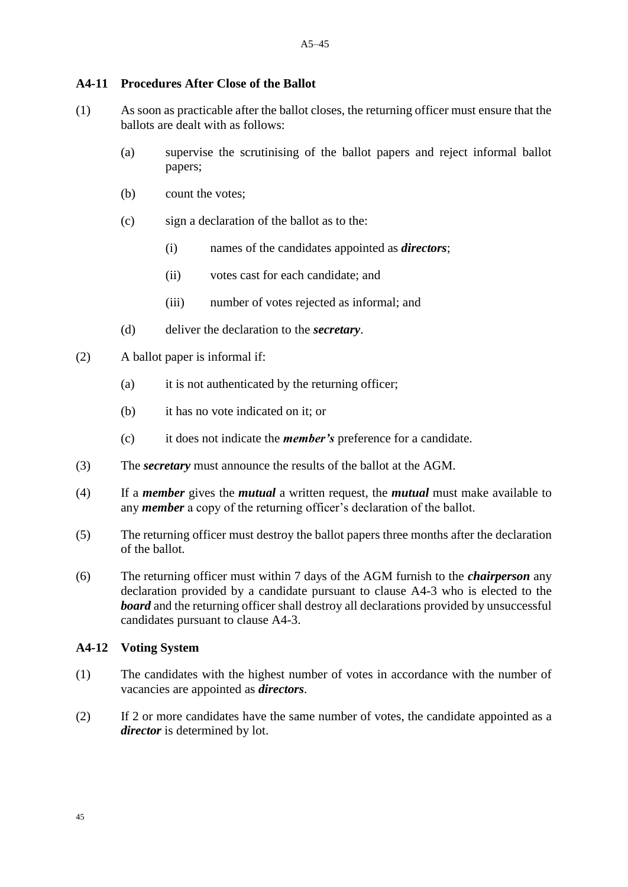### A4-11 Procedures After Close of the Ballot

(1) As soon as practicable after the ballot closes, the returning officer must ensure that the ballots are dealt with as follows:

(a) supervise the scrutinising of the ballot papers and reject informal ballot papers;

(b) count the votes;

(c) sign a declaration of the ballot as to the:

(i) names of the candidates appointed as ***directors***;

(ii) votes cast for each candidate; and

(iii) number of votes rejected as informal; and

(d) deliver the declaration to the ***secretary***.

(2) A ballot paper is informal if:

(a) it is not authenticated by the returning officer;

(b) it has no vote indicated on it; or

(c) it does not indicate the ***member's*** preference for a candidate.

(3) The ***secretary*** must announce the results of the ballot at the AGM.

(4) If a ***member*** gives the ***mutual*** a written request, the ***mutual*** must make available to any ***member*** a copy of the returning officer's declaration of the ballot.

(5) The returning officer must destroy the ballot papers three months after the declaration of the ballot.

(6) The returning officer must within 7 days of the AGM furnish to the ***chairperson*** any declaration provided by a candidate pursuant to clause A4-3 who is elected to the ***board*** and the returning officer shall destroy all declarations provided by unsuccessful candidates pursuant to clause A4-3.

### A4-12 Voting System

(1) The candidates with the highest number of votes in accordance with the number of vacancies are appointed as ***directors***.

(2) If 2 or more candidates have the same number of votes, the candidate appointed as a ***director*** is determined by lot.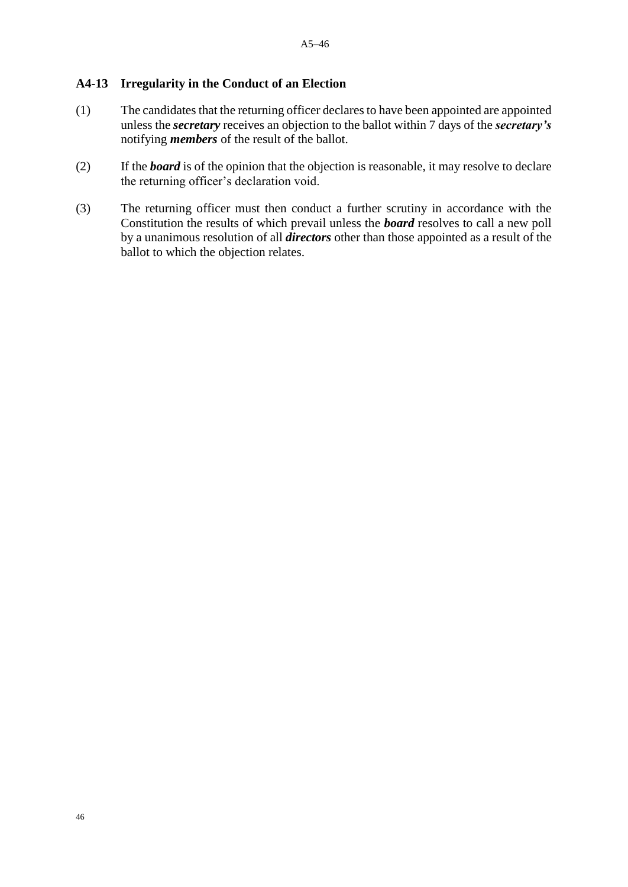## A4-13 Irregularity in the Conduct of an Election

(1) The candidates that the returning officer declares to have been appointed are appointed unless the ***secretary*** receives an objection to the ballot within 7 days of the ***secretary's*** notifying ***members*** of the result of the ballot.

(2) If the ***board*** is of the opinion that the objection is reasonable, it may resolve to declare the returning officer's declaration void.

(3) The returning officer must then conduct a further scrutiny in accordance with the Constitution the results of which prevail unless the ***board*** resolves to call a new poll by a unanimous resolution of all ***directors*** other than those appointed as a result of the ballot to which the objection relates.